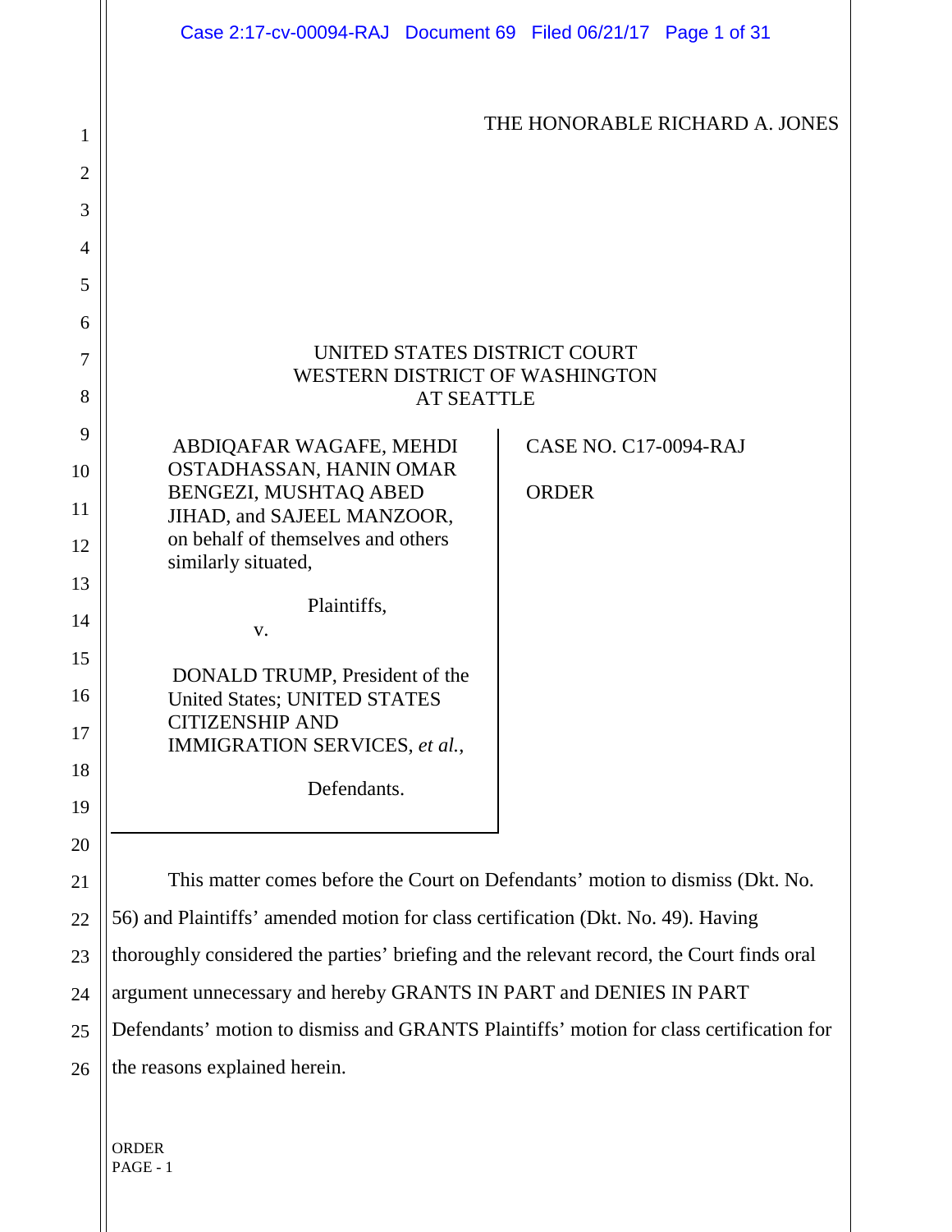THE HONORABLE RICHARD A. JONES

UNITED STATES DISTRICT COURT
WESTERN DISTRICT OF WASHINGTON
AT SEATTLE

| | |
|---|---|
| ABDIQAFAR WAGAFE, MEHDI OSTADHASSAN, HANIN OMAR BENGEZI, MUSHTAQ ABED JIHAD, and SAJEEL MANZOOR, on behalf of themselves and others similarly situated,<br><br>Plaintiffs,<br><br>v.<br><br>DONALD TRUMP, President of the United States; UNITED STATES CITIZENSHIP AND IMMIGRATION SERVICES, *et al.*,<br><br>Defendants. | CASE NO. C17-0094-RAJ<br><br>ORDER |

This matter comes before the Court on Defendants' motion to dismiss (Dkt. No. 56) and Plaintiffs' amended motion for class certification (Dkt. No. 49). Having thoroughly considered the parties' briefing and the relevant record, the Court finds oral argument unnecessary and hereby GRANTS IN PART and DENIES IN PART Defendants' motion to dismiss and GRANTS Plaintiffs' motion for class certification for the reasons explained herein.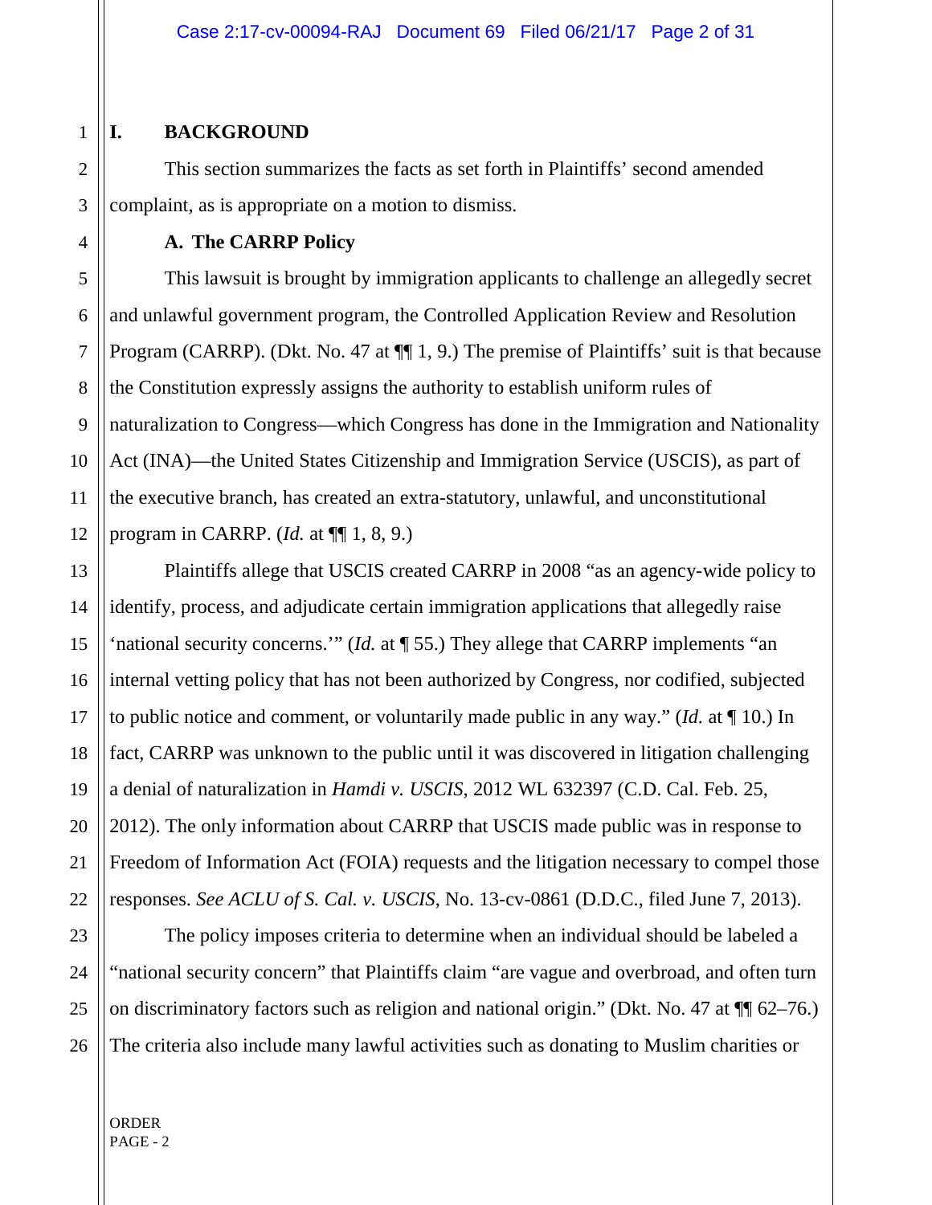# I. BACKGROUND

This section summarizes the facts as set forth in Plaintiffs' second amended complaint, as is appropriate on a motion to dismiss.

## A. The CARRP Policy

This lawsuit is brought by immigration applicants to challenge an allegedly secret and unlawful government program, the Controlled Application Review and Resolution Program (CARRP). (Dkt. No. 47 at ¶¶ 1, 9.) The premise of Plaintiffs' suit is that because the Constitution expressly assigns the authority to establish uniform rules of naturalization to Congress—which Congress has done in the Immigration and Nationality Act (INA)—the United States Citizenship and Immigration Service (USCIS), as part of the executive branch, has created an extra-statutory, unlawful, and unconstitutional program in CARRP. (*Id.* at ¶¶ 1, 8, 9.)

Plaintiffs allege that USCIS created CARRP in 2008 "as an agency-wide policy to identify, process, and adjudicate certain immigration applications that allegedly raise 'national security concerns.'" (*Id.* at ¶ 55.) They allege that CARRP implements "an internal vetting policy that has not been authorized by Congress, nor codified, subjected to public notice and comment, or voluntarily made public in any way." (*Id.* at ¶ 10.) In fact, CARRP was unknown to the public until it was discovered in litigation challenging a denial of naturalization in *Hamdi v. USCIS*, 2012 WL 632397 (C.D. Cal. Feb. 25, 2012). The only information about CARRP that USCIS made public was in response to Freedom of Information Act (FOIA) requests and the litigation necessary to compel those responses. *See ACLU of S. Cal. v. USCIS*, No. 13-cv-0861 (D.D.C., filed June 7, 2013).

The policy imposes criteria to determine when an individual should be labeled a "national security concern" that Plaintiffs claim "are vague and overbroad, and often turn on discriminatory factors such as religion and national origin." (Dkt. No. 47 at ¶¶ 62–76.) The criteria also include many lawful activities such as donating to Muslim charities or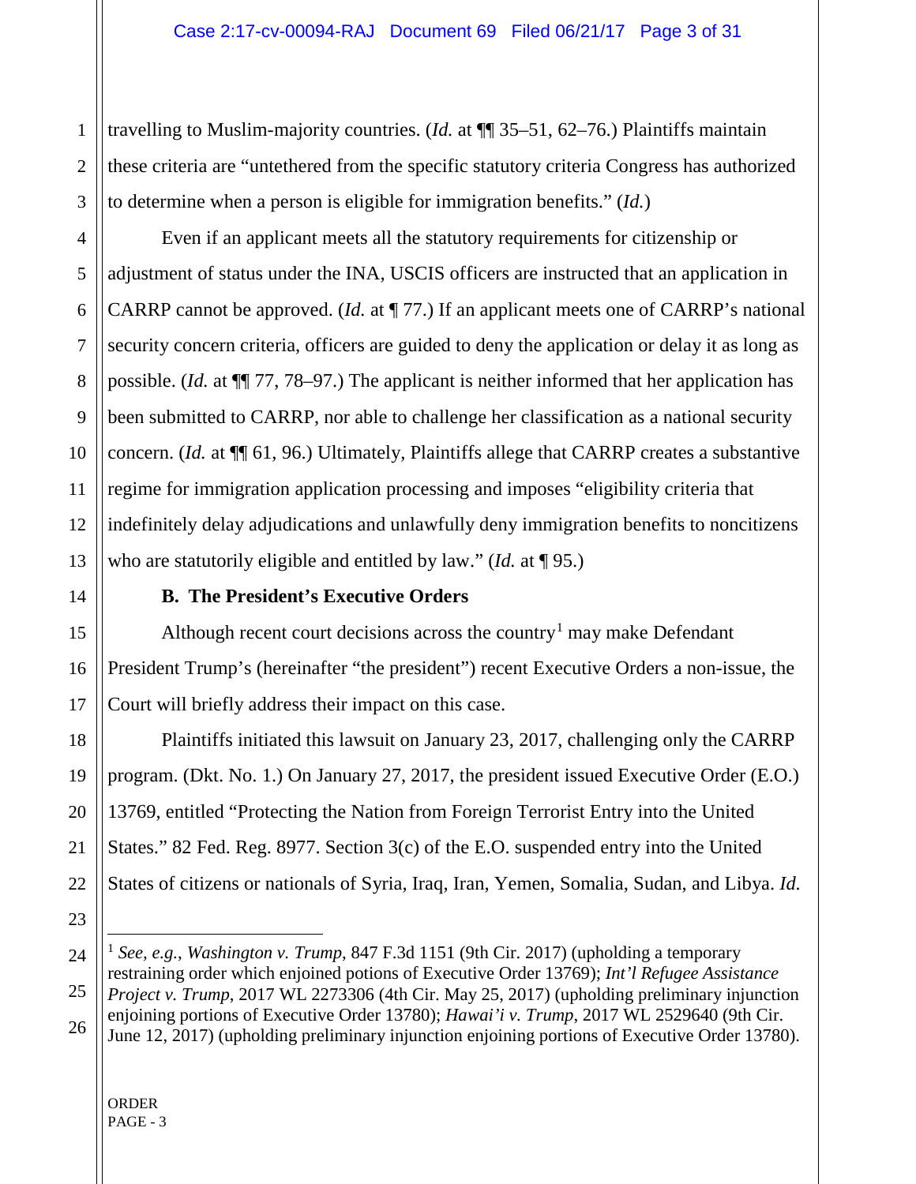travelling to Muslim-majority countries. (*Id.* at ¶¶ 35–51, 62–76.) Plaintiffs maintain these criteria are "untethered from the specific statutory criteria Congress has authorized to determine when a person is eligible for immigration benefits." (*Id.*)

Even if an applicant meets all the statutory requirements for citizenship or adjustment of status under the INA, USCIS officers are instructed that an application in CARRP cannot be approved. (*Id.* at ¶ 77.) If an applicant meets one of CARRP's national security concern criteria, officers are guided to deny the application or delay it as long as possible. (*Id.* at ¶¶ 77, 78–97.) The applicant is neither informed that her application has been submitted to CARRP, nor able to challenge her classification as a national security concern. (*Id.* at ¶¶ 61, 96.) Ultimately, Plaintiffs allege that CARRP creates a substantive regime for immigration application processing and imposes "eligibility criteria that indefinitely delay adjudications and unlawfully deny immigration benefits to noncitizens who are statutorily eligible and entitled by law." (*Id.* at ¶ 95.)

**B. The President's Executive Orders**

Although recent court decisions across the country[1] may make Defendant President Trump's (hereinafter "the president") recent Executive Orders a non-issue, the Court will briefly address their impact on this case.

Plaintiffs initiated this lawsuit on January 23, 2017, challenging only the CARRP program. (Dkt. No. 1.) On January 27, 2017, the president issued Executive Order (E.O.) 13769, entitled "Protecting the Nation from Foreign Terrorist Entry into the United States." 82 Fed. Reg. 8977. Section 3(c) of the E.O. suspended entry into the United States of citizens or nationals of Syria, Iraq, Iran, Yemen, Somalia, Sudan, and Libya. *Id.*

---

[1] *See, e.g.*, *Washington v. Trump*, 847 F.3d 1151 (9th Cir. 2017) (upholding a temporary restraining order which enjoined potions of Executive Order 13769); *Int'l Refugee Assistance Project v. Trump*, 2017 WL 2273306 (4th Cir. May 25, 2017) (upholding preliminary injunction enjoining portions of Executive Order 13780); *Hawai'i v. Trump*, 2017 WL 2529640 (9th Cir. June 12, 2017) (upholding preliminary injunction enjoining portions of Executive Order 13780).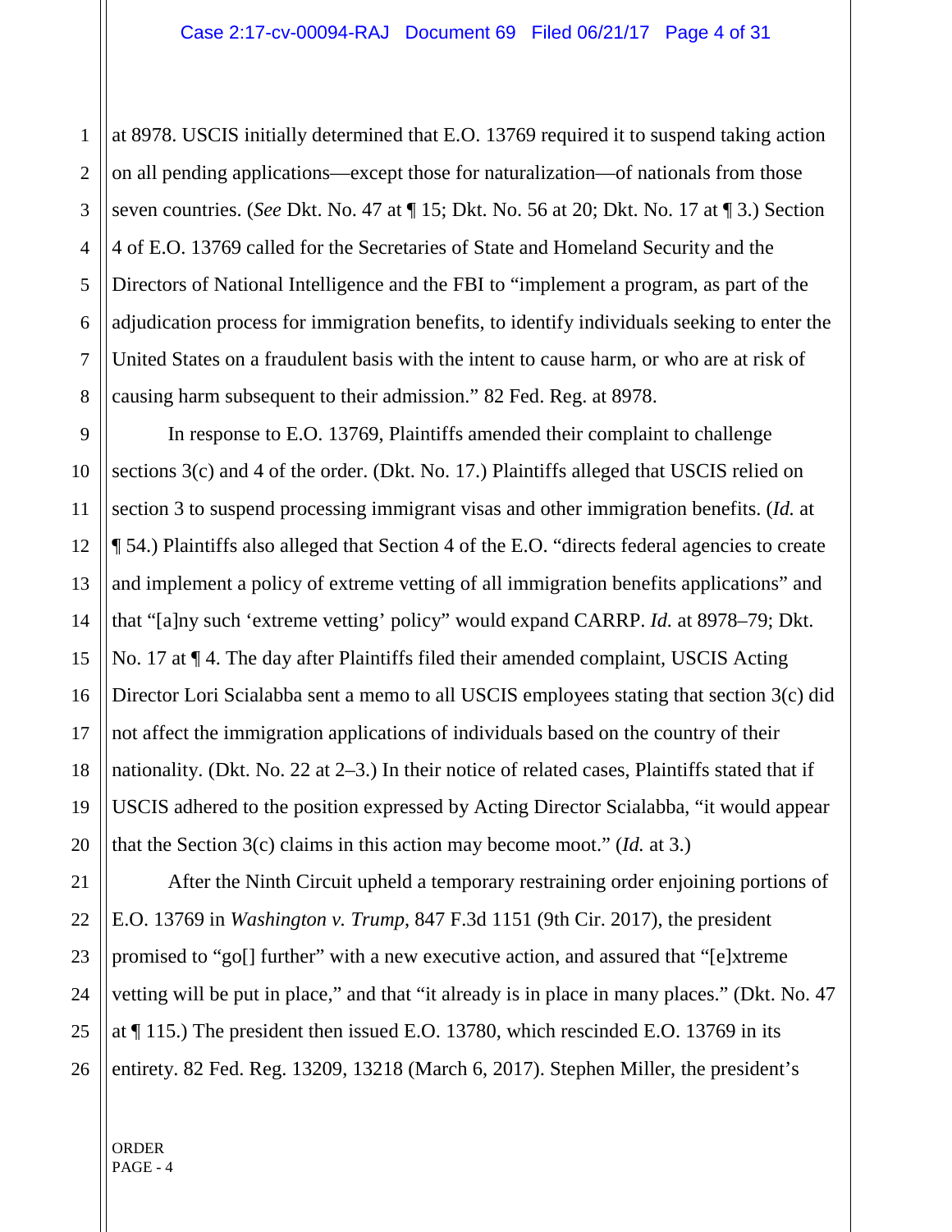at 8978. USCIS initially determined that E.O. 13769 required it to suspend taking action on all pending applications—except those for naturalization—of nationals from those seven countries. (*See* Dkt. No. 47 at ¶ 15; Dkt. No. 56 at 20; Dkt. No. 17 at ¶ 3.) Section 4 of E.O. 13769 called for the Secretaries of State and Homeland Security and the Directors of National Intelligence and the FBI to "implement a program, as part of the adjudication process for immigration benefits, to identify individuals seeking to enter the United States on a fraudulent basis with the intent to cause harm, or who are at risk of causing harm subsequent to their admission." 82 Fed. Reg. at 8978.

In response to E.O. 13769, Plaintiffs amended their complaint to challenge sections 3(c) and 4 of the order. (Dkt. No. 17.) Plaintiffs alleged that USCIS relied on section 3 to suspend processing immigrant visas and other immigration benefits. (*Id.* at ¶ 54.) Plaintiffs also alleged that Section 4 of the E.O. "directs federal agencies to create and implement a policy of extreme vetting of all immigration benefits applications" and that "[a]ny such 'extreme vetting' policy" would expand CARRP. *Id.* at 8978–79; Dkt. No. 17 at ¶ 4. The day after Plaintiffs filed their amended complaint, USCIS Acting Director Lori Scialabba sent a memo to all USCIS employees stating that section 3(c) did not affect the immigration applications of individuals based on the country of their nationality. (Dkt. No. 22 at 2–3.) In their notice of related cases, Plaintiffs stated that if USCIS adhered to the position expressed by Acting Director Scialabba, "it would appear that the Section 3(c) claims in this action may become moot." (*Id.* at 3.)

After the Ninth Circuit upheld a temporary restraining order enjoining portions of E.O. 13769 in *Washington v. Trump*, 847 F.3d 1151 (9th Cir. 2017), the president promised to "go[] further" with a new executive action, and assured that "[e]xtreme vetting will be put in place," and that "it already is in place in many places." (Dkt. No. 47 at ¶ 115.) The president then issued E.O. 13780, which rescinded E.O. 13769 in its entirety. 82 Fed. Reg. 13209, 13218 (March 6, 2017). Stephen Miller, the president's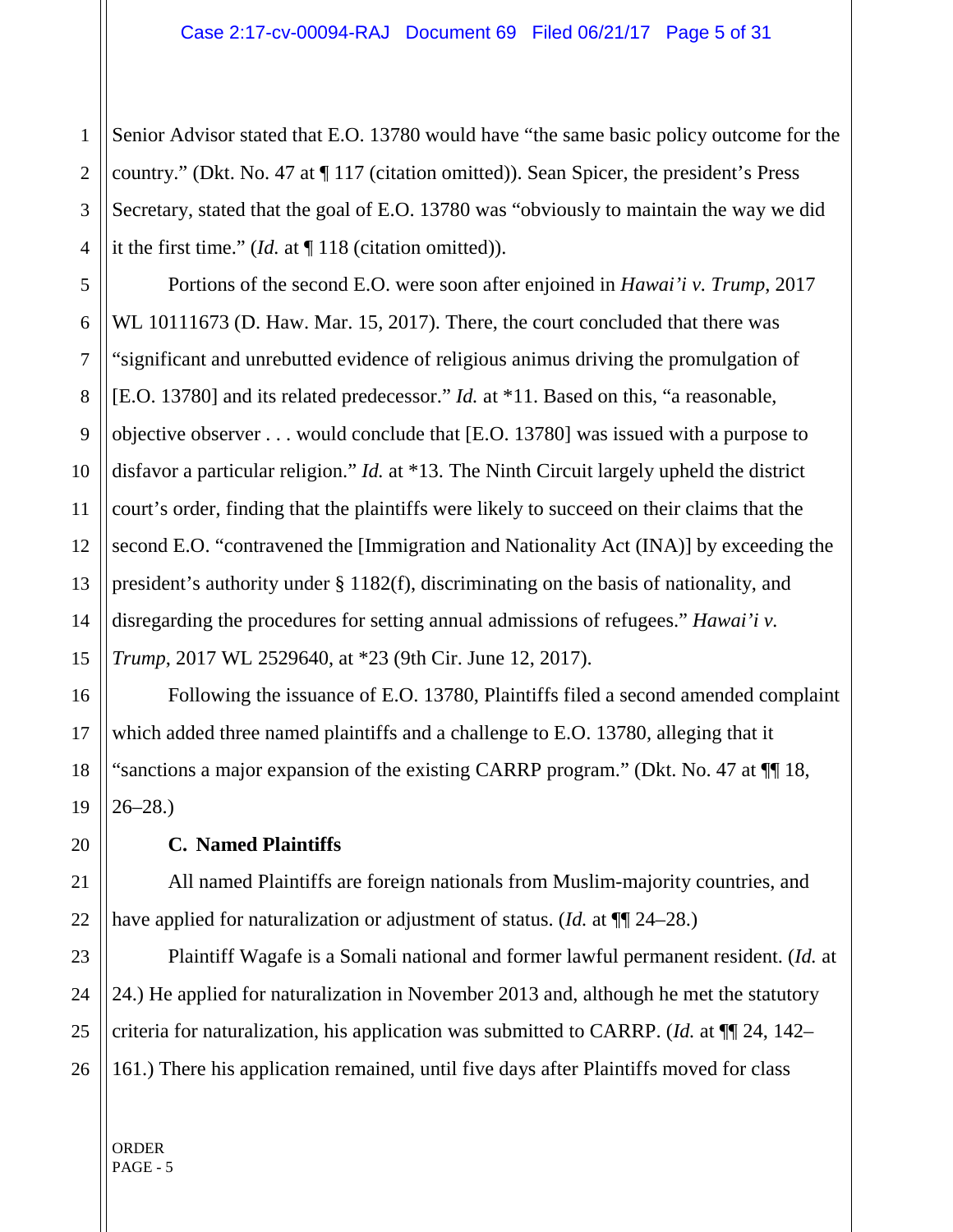Senior Advisor stated that E.O. 13780 would have "the same basic policy outcome for the country." (Dkt. No. 47 at ¶ 117 (citation omitted)). Sean Spicer, the president's Press Secretary, stated that the goal of E.O. 13780 was "obviously to maintain the way we did it the first time." (*Id.* at ¶ 118 (citation omitted)).

Portions of the second E.O. were soon after enjoined in *Hawai'i v. Trump*, 2017 WL 10111673 (D. Haw. Mar. 15, 2017). There, the court concluded that there was "significant and unrebutted evidence of religious animus driving the promulgation of [E.O. 13780] and its related predecessor." *Id.* at *11. Based on this, "a reasonable, objective observer . . . would conclude that [E.O. 13780] was issued with a purpose to disfavor a particular religion." *Id.* at *13. The Ninth Circuit largely upheld the district court's order, finding that the plaintiffs were likely to succeed on their claims that the second E.O. "contravened the [Immigration and Nationality Act (INA)] by exceeding the president's authority under § 1182(f), discriminating on the basis of nationality, and disregarding the procedures for setting annual admissions of refugees." *Hawai'i v. Trump*, 2017 WL 2529640, at *23 (9th Cir. June 12, 2017).

Following the issuance of E.O. 13780, Plaintiffs filed a second amended complaint which added three named plaintiffs and a challenge to E.O. 13780, alleging that it "sanctions a major expansion of the existing CARRP program." (Dkt. No. 47 at ¶¶ 18, 26–28.)

### C. Named Plaintiffs

All named Plaintiffs are foreign nationals from Muslim-majority countries, and have applied for naturalization or adjustment of status. (*Id.* at ¶¶ 24–28.)

Plaintiff Wagafe is a Somali national and former lawful permanent resident. (*Id.* at 24.) He applied for naturalization in November 2013 and, although he met the statutory criteria for naturalization, his application was submitted to CARRP. (*Id.* at ¶¶ 24, 142–161.) There his application remained, until five days after Plaintiffs moved for class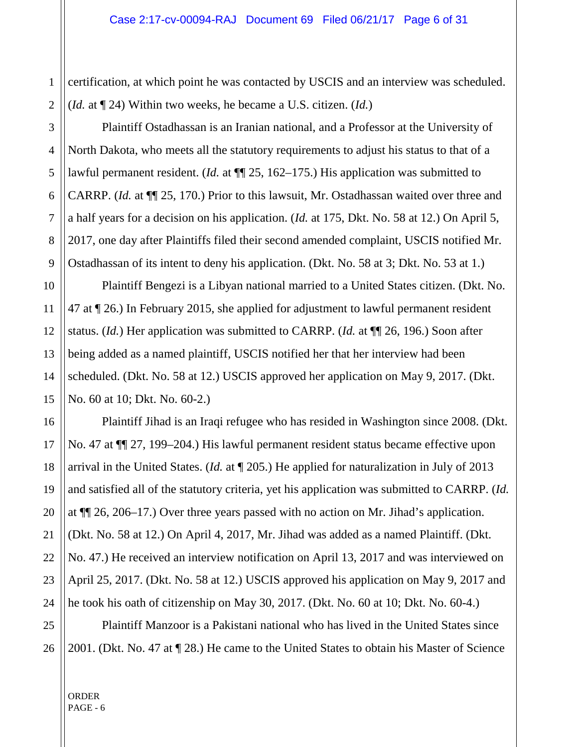certification, at which point he was contacted by USCIS and an interview was scheduled. (*Id.* at ¶ 24) Within two weeks, he became a U.S. citizen. (*Id.*)

Plaintiff Ostadhassan is an Iranian national, and a Professor at the University of North Dakota, who meets all the statutory requirements to adjust his status to that of a lawful permanent resident. (*Id.* at ¶¶ 25, 162–175.) His application was submitted to CARRP. (*Id.* at ¶¶ 25, 170.) Prior to this lawsuit, Mr. Ostadhassan waited over three and a half years for a decision on his application. (*Id.* at 175, Dkt. No. 58 at 12.) On April 5, 2017, one day after Plaintiffs filed their second amended complaint, USCIS notified Mr. Ostadhassan of its intent to deny his application. (Dkt. No. 58 at 3; Dkt. No. 53 at 1.)

Plaintiff Bengezi is a Libyan national married to a United States citizen. (Dkt. No. 47 at ¶ 26.) In February 2015, she applied for adjustment to lawful permanent resident status. (*Id.*) Her application was submitted to CARRP. (*Id.* at ¶¶ 26, 196.) Soon after being added as a named plaintiff, USCIS notified her that her interview had been scheduled. (Dkt. No. 58 at 12.) USCIS approved her application on May 9, 2017. (Dkt. No. 60 at 10; Dkt. No. 60-2.)

Plaintiff Jihad is an Iraqi refugee who has resided in Washington since 2008. (Dkt. No. 47 at ¶¶ 27, 199–204.) His lawful permanent resident status became effective upon arrival in the United States. (*Id.* at ¶ 205.) He applied for naturalization in July of 2013 and satisfied all of the statutory criteria, yet his application was submitted to CARRP. (*Id.* at ¶¶ 26, 206–17.) Over three years passed with no action on Mr. Jihad's application. (Dkt. No. 58 at 12.) On April 4, 2017, Mr. Jihad was added as a named Plaintiff. (Dkt. No. 47.) He received an interview notification on April 13, 2017 and was interviewed on April 25, 2017. (Dkt. No. 58 at 12.) USCIS approved his application on May 9, 2017 and he took his oath of citizenship on May 30, 2017. (Dkt. No. 60 at 10; Dkt. No. 60-4.)

Plaintiff Manzoor is a Pakistani national who has lived in the United States since 2001. (Dkt. No. 47 at ¶ 28.) He came to the United States to obtain his Master of Science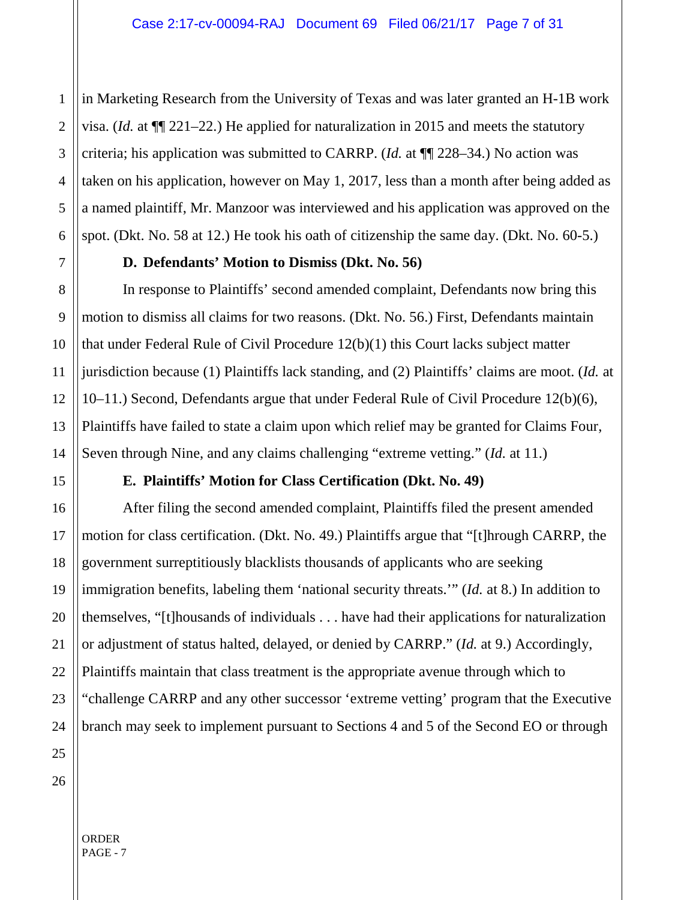in Marketing Research from the University of Texas and was later granted an H-1B work visa. (*Id.* at ¶¶ 221–22.) He applied for naturalization in 2015 and meets the statutory criteria; his application was submitted to CARRP. (*Id.* at ¶¶ 228–34.) No action was taken on his application, however on May 1, 2017, less than a month after being added as a named plaintiff, Mr. Manzoor was interviewed and his application was approved on the spot. (Dkt. No. 58 at 12.) He took his oath of citizenship the same day. (Dkt. No. 60-5.)

**D. Defendants' Motion to Dismiss (Dkt. No. 56)**

In response to Plaintiffs' second amended complaint, Defendants now bring this motion to dismiss all claims for two reasons. (Dkt. No. 56.) First, Defendants maintain that under Federal Rule of Civil Procedure 12(b)(1) this Court lacks subject matter jurisdiction because (1) Plaintiffs lack standing, and (2) Plaintiffs' claims are moot. (*Id.* at 10–11.) Second, Defendants argue that under Federal Rule of Civil Procedure 12(b)(6), Plaintiffs have failed to state a claim upon which relief may be granted for Claims Four, Seven through Nine, and any claims challenging "extreme vetting." (*Id.* at 11.)

**E. Plaintiffs' Motion for Class Certification (Dkt. No. 49)**

After filing the second amended complaint, Plaintiffs filed the present amended motion for class certification. (Dkt. No. 49.) Plaintiffs argue that "[t]hrough CARRP, the government surreptitiously blacklists thousands of applicants who are seeking immigration benefits, labeling them 'national security threats.'" (*Id.* at 8.) In addition to themselves, "[t]housands of individuals . . . have had their applications for naturalization or adjustment of status halted, delayed, or denied by CARRP." (*Id.* at 9.) Accordingly, Plaintiffs maintain that class treatment is the appropriate avenue through which to "challenge CARRP and any other successor 'extreme vetting' program that the Executive branch may seek to implement pursuant to Sections 4 and 5 of the Second EO or through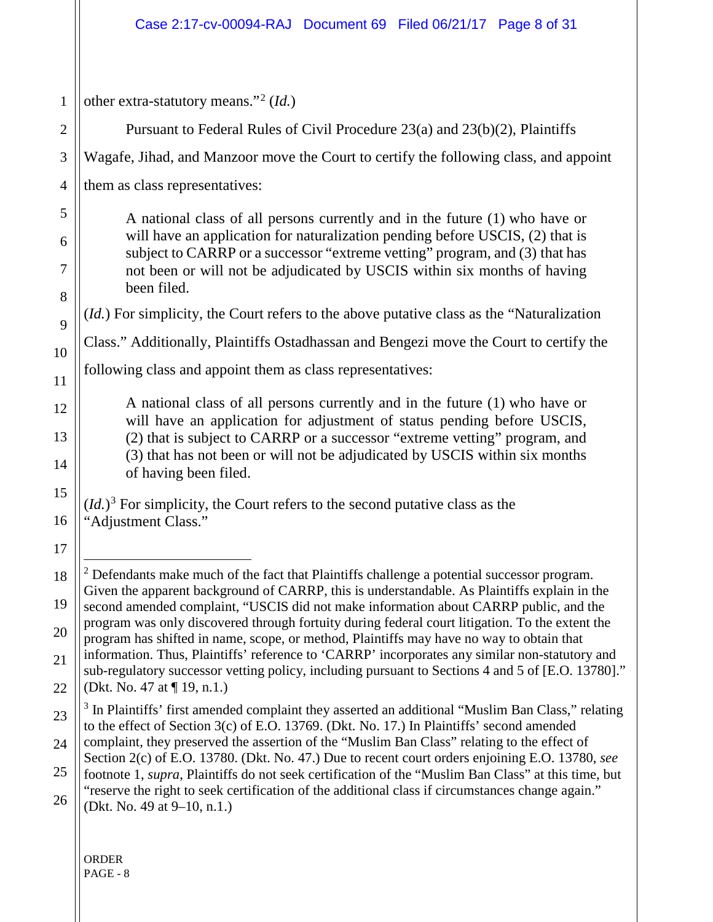other extra-statutory means."[2] (*Id.*)

Pursuant to Federal Rules of Civil Procedure 23(a) and 23(b)(2), Plaintiffs Wagafe, Jihad, and Manzoor move the Court to certify the following class, and appoint them as class representatives:

> A national class of all persons currently and in the future (1) who have or will have an application for naturalization pending before USCIS, (2) that is subject to CARRP or a successor "extreme vetting" program, and (3) that has not been or will not be adjudicated by USCIS within six months of having been filed.

(*Id.*) For simplicity, the Court refers to the above putative class as the "Naturalization Class." Additionally, Plaintiffs Ostadhassan and Bengezi move the Court to certify the following class and appoint them as class representatives:

> A national class of all persons currently and in the future (1) who have or will have an application for adjustment of status pending before USCIS, (2) that is subject to CARRP or a successor "extreme vetting" program, and (3) that has not been or will not be adjudicated by USCIS within six months of having been filed.

(*Id.*)[3] For simplicity, the Court refers to the second putative class as the "Adjustment Class."

---

[2] Defendants make much of the fact that Plaintiffs challenge a potential successor program. Given the apparent background of CARRP, this is understandable. As Plaintiffs explain in the second amended complaint, "USCIS did not make information about CARRP public, and the program was only discovered through fortuity during federal court litigation. To the extent the program has shifted in name, scope, or method, Plaintiffs may have no way to obtain that information. Thus, Plaintiffs' reference to 'CARRP' incorporates any similar non-statutory and sub-regulatory successor vetting policy, including pursuant to Sections 4 and 5 of [E.O. 13780]." (Dkt. No. 47 at ¶ 19, n.1.)

[3] In Plaintiffs' first amended complaint they asserted an additional "Muslim Ban Class," relating to the effect of Section 3(c) of E.O. 13769. (Dkt. No. 17.) In Plaintiffs' second amended complaint, they preserved the assertion of the "Muslim Ban Class" relating to the effect of Section 2(c) of E.O. 13780. (Dkt. No. 47.) Due to recent court orders enjoining E.O. 13780, *see* footnote 1, *supra*, Plaintiffs do not seek certification of the "Muslim Ban Class" at this time, but "reserve the right to seek certification of the additional class if circumstances change again." (Dkt. No. 49 at 9–10, n.1.)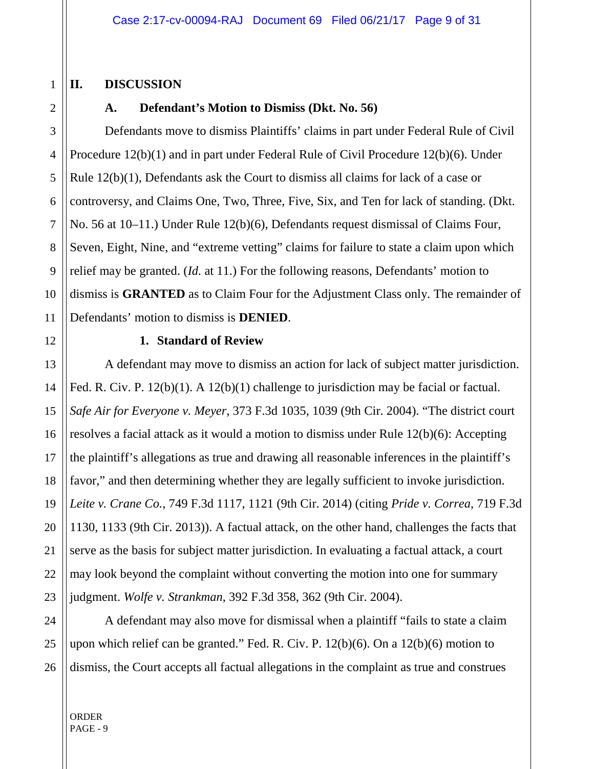## II. DISCUSSION

### A. Defendant's Motion to Dismiss (Dkt. No. 56)

Defendants move to dismiss Plaintiffs' claims in part under Federal Rule of Civil Procedure 12(b)(1) and in part under Federal Rule of Civil Procedure 12(b)(6). Under Rule 12(b)(1), Defendants ask the Court to dismiss all claims for lack of a case or controversy, and Claims One, Two, Three, Five, Six, and Ten for lack of standing. (Dkt. No. 56 at 10–11.) Under Rule 12(b)(6), Defendants request dismissal of Claims Four, Seven, Eight, Nine, and "extreme vetting" claims for failure to state a claim upon which relief may be granted. (*Id.* at 11.) For the following reasons, Defendants' motion to dismiss is **GRANTED** as to Claim Four for the Adjustment Class only. The remainder of Defendants' motion to dismiss is **DENIED**.

#### 1. Standard of Review

A defendant may move to dismiss an action for lack of subject matter jurisdiction. Fed. R. Civ. P. 12(b)(1). A 12(b)(1) challenge to jurisdiction may be facial or factual. *Safe Air for Everyone v. Meyer*, 373 F.3d 1035, 1039 (9th Cir. 2004). "The district court resolves a facial attack as it would a motion to dismiss under Rule 12(b)(6): Accepting the plaintiff's allegations as true and drawing all reasonable inferences in the plaintiff's favor," and then determining whether they are legally sufficient to invoke jurisdiction. *Leite v. Crane Co.*, 749 F.3d 1117, 1121 (9th Cir. 2014) (citing *Pride v. Correa*, 719 F.3d 1130, 1133 (9th Cir. 2013)). A factual attack, on the other hand, challenges the facts that serve as the basis for subject matter jurisdiction. In evaluating a factual attack, a court may look beyond the complaint without converting the motion into one for summary judgment. *Wolfe v. Strankman*, 392 F.3d 358, 362 (9th Cir. 2004).

A defendant may also move for dismissal when a plaintiff "fails to state a claim upon which relief can be granted." Fed. R. Civ. P. 12(b)(6). On a 12(b)(6) motion to dismiss, the Court accepts all factual allegations in the complaint as true and construes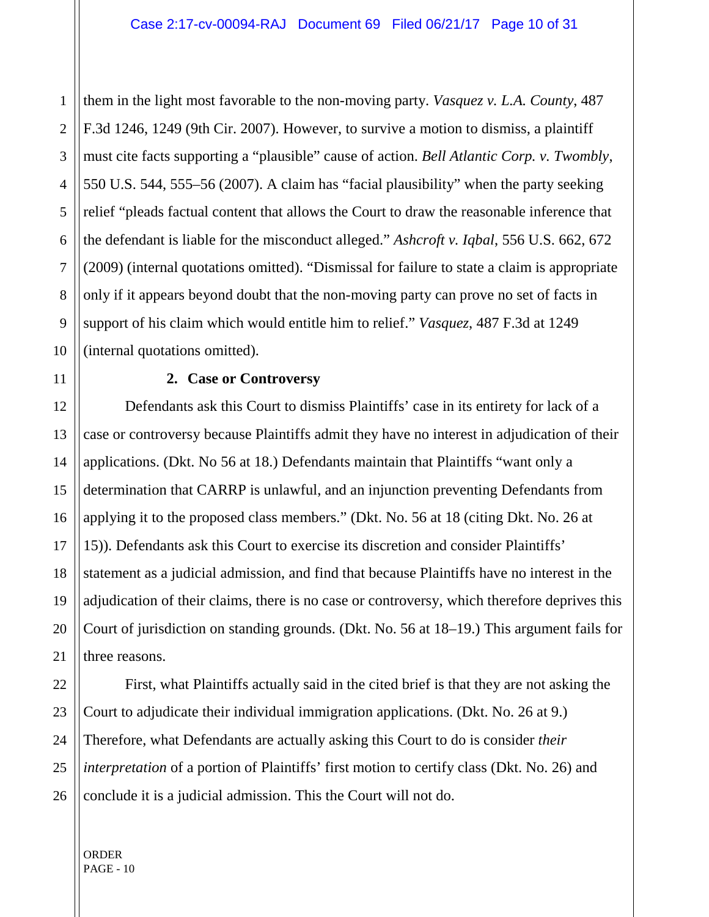them in the light most favorable to the non-moving party. *Vasquez v. L.A. County*, 487 F.3d 1246, 1249 (9th Cir. 2007). However, to survive a motion to dismiss, a plaintiff must cite facts supporting a "plausible" cause of action. *Bell Atlantic Corp. v. Twombly*, 550 U.S. 544, 555–56 (2007). A claim has "facial plausibility" when the party seeking relief "pleads factual content that allows the Court to draw the reasonable inference that the defendant is liable for the misconduct alleged." *Ashcroft v. Iqbal*, 556 U.S. 662, 672 (2009) (internal quotations omitted). "Dismissal for failure to state a claim is appropriate only if it appears beyond doubt that the non-moving party can prove no set of facts in support of his claim which would entitle him to relief." *Vasquez*, 487 F.3d at 1249 (internal quotations omitted).

**2. Case or Controversy**

Defendants ask this Court to dismiss Plaintiffs' case in its entirety for lack of a case or controversy because Plaintiffs admit they have no interest in adjudication of their applications. (Dkt. No 56 at 18.) Defendants maintain that Plaintiffs "want only a determination that CARRP is unlawful, and an injunction preventing Defendants from applying it to the proposed class members." (Dkt. No. 56 at 18 (citing Dkt. No. 26 at 15)). Defendants ask this Court to exercise its discretion and consider Plaintiffs' statement as a judicial admission, and find that because Plaintiffs have no interest in the adjudication of their claims, there is no case or controversy, which therefore deprives this Court of jurisdiction on standing grounds. (Dkt. No. 56 at 18–19.) This argument fails for three reasons.

First, what Plaintiffs actually said in the cited brief is that they are not asking the Court to adjudicate their individual immigration applications. (Dkt. No. 26 at 9.) Therefore, what Defendants are actually asking this Court to do is consider *their interpretation* of a portion of Plaintiffs' first motion to certify class (Dkt. No. 26) and conclude it is a judicial admission. This the Court will not do.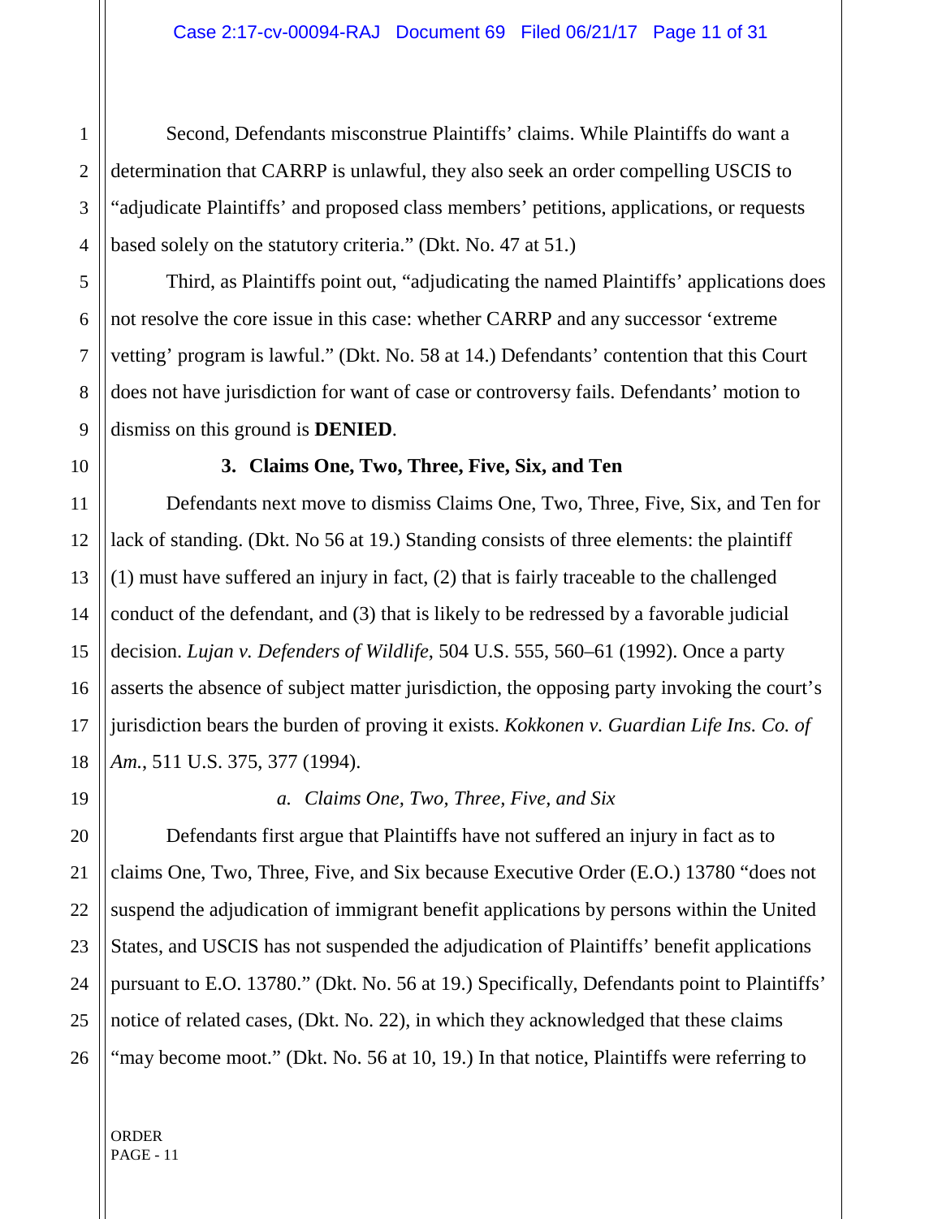Second, Defendants misconstrue Plaintiffs' claims. While Plaintiffs do want a determination that CARRP is unlawful, they also seek an order compelling USCIS to "adjudicate Plaintiffs' and proposed class members' petitions, applications, or requests based solely on the statutory criteria." (Dkt. No. 47 at 51.)

Third, as Plaintiffs point out, "adjudicating the named Plaintiffs' applications does not resolve the core issue in this case: whether CARRP and any successor 'extreme vetting' program is lawful." (Dkt. No. 58 at 14.) Defendants' contention that this Court does not have jurisdiction for want of case or controversy fails. Defendants' motion to dismiss on this ground is **DENIED**.

### 3. Claims One, Two, Three, Five, Six, and Ten

Defendants next move to dismiss Claims One, Two, Three, Five, Six, and Ten for lack of standing. (Dkt. No 56 at 19.) Standing consists of three elements: the plaintiff (1) must have suffered an injury in fact, (2) that is fairly traceable to the challenged conduct of the defendant, and (3) that is likely to be redressed by a favorable judicial decision. *Lujan v. Defenders of Wildlife*, 504 U.S. 555, 560–61 (1992). Once a party asserts the absence of subject matter jurisdiction, the opposing party invoking the court's jurisdiction bears the burden of proving it exists. *Kokkonen v. Guardian Life Ins. Co. of Am.*, 511 U.S. 375, 377 (1994).

#### *a. Claims One, Two, Three, Five, and Six*

Defendants first argue that Plaintiffs have not suffered an injury in fact as to claims One, Two, Three, Five, and Six because Executive Order (E.O.) 13780 "does not suspend the adjudication of immigrant benefit applications by persons within the United States, and USCIS has not suspended the adjudication of Plaintiffs' benefit applications pursuant to E.O. 13780." (Dkt. No. 56 at 19.) Specifically, Defendants point to Plaintiffs' notice of related cases, (Dkt. No. 22), in which they acknowledged that these claims "may become moot." (Dkt. No. 56 at 10, 19.) In that notice, Plaintiffs were referring to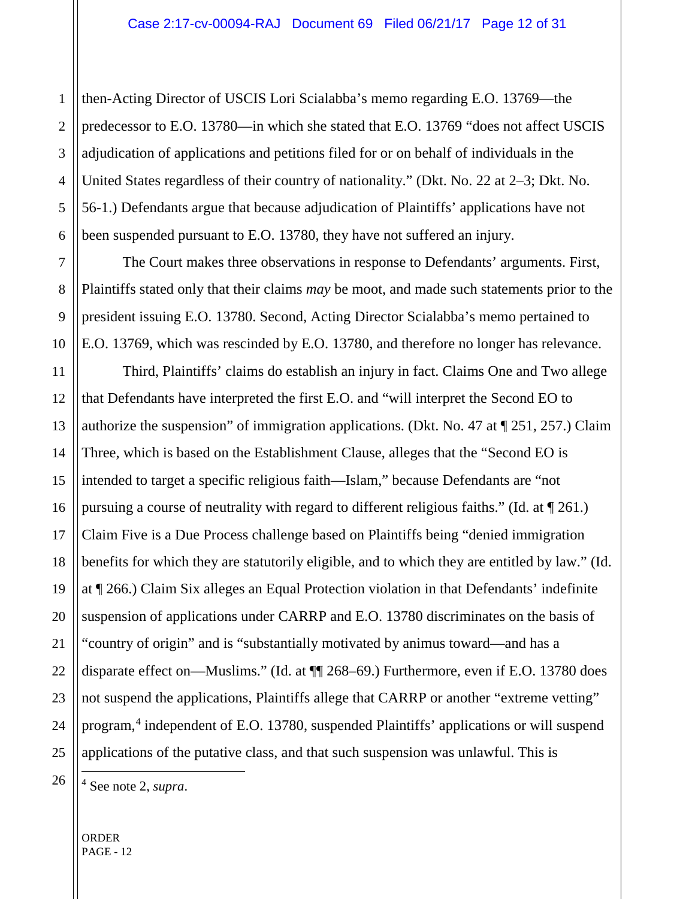then-Acting Director of USCIS Lori Scialabba's memo regarding E.O. 13769—the predecessor to E.O. 13780—in which she stated that E.O. 13769 "does not affect USCIS adjudication of applications and petitions filed for or on behalf of individuals in the United States regardless of their country of nationality." (Dkt. No. 22 at 2–3; Dkt. No. 56-1.) Defendants argue that because adjudication of Plaintiffs' applications have not been suspended pursuant to E.O. 13780, they have not suffered an injury.

The Court makes three observations in response to Defendants' arguments. First, Plaintiffs stated only that their claims *may* be moot, and made such statements prior to the president issuing E.O. 13780. Second, Acting Director Scialabba's memo pertained to E.O. 13769, which was rescinded by E.O. 13780, and therefore no longer has relevance.

Third, Plaintiffs' claims do establish an injury in fact. Claims One and Two allege that Defendants have interpreted the first E.O. and "will interpret the Second EO to authorize the suspension" of immigration applications. (Dkt. No. 47 at ¶ 251, 257.) Claim Three, which is based on the Establishment Clause, alleges that the "Second EO is intended to target a specific religious faith—Islam," because Defendants are "not pursuing a course of neutrality with regard to different religious faiths." (Id. at ¶ 261.) Claim Five is a Due Process challenge based on Plaintiffs being "denied immigration benefits for which they are statutorily eligible, and to which they are entitled by law." (Id. at ¶ 266.) Claim Six alleges an Equal Protection violation in that Defendants' indefinite suspension of applications under CARRP and E.O. 13780 discriminates on the basis of "country of origin" and is "substantially motivated by animus toward—and has a disparate effect on—Muslims." (Id. at ¶¶ 268–69.) Furthermore, even if E.O. 13780 does not suspend the applications, Plaintiffs allege that CARRP or another "extreme vetting" program,[4] independent of E.O. 13780, suspended Plaintiffs' applications or will suspend applications of the putative class, and that such suspension was unlawful. This is

[4] See note 2, *supra*.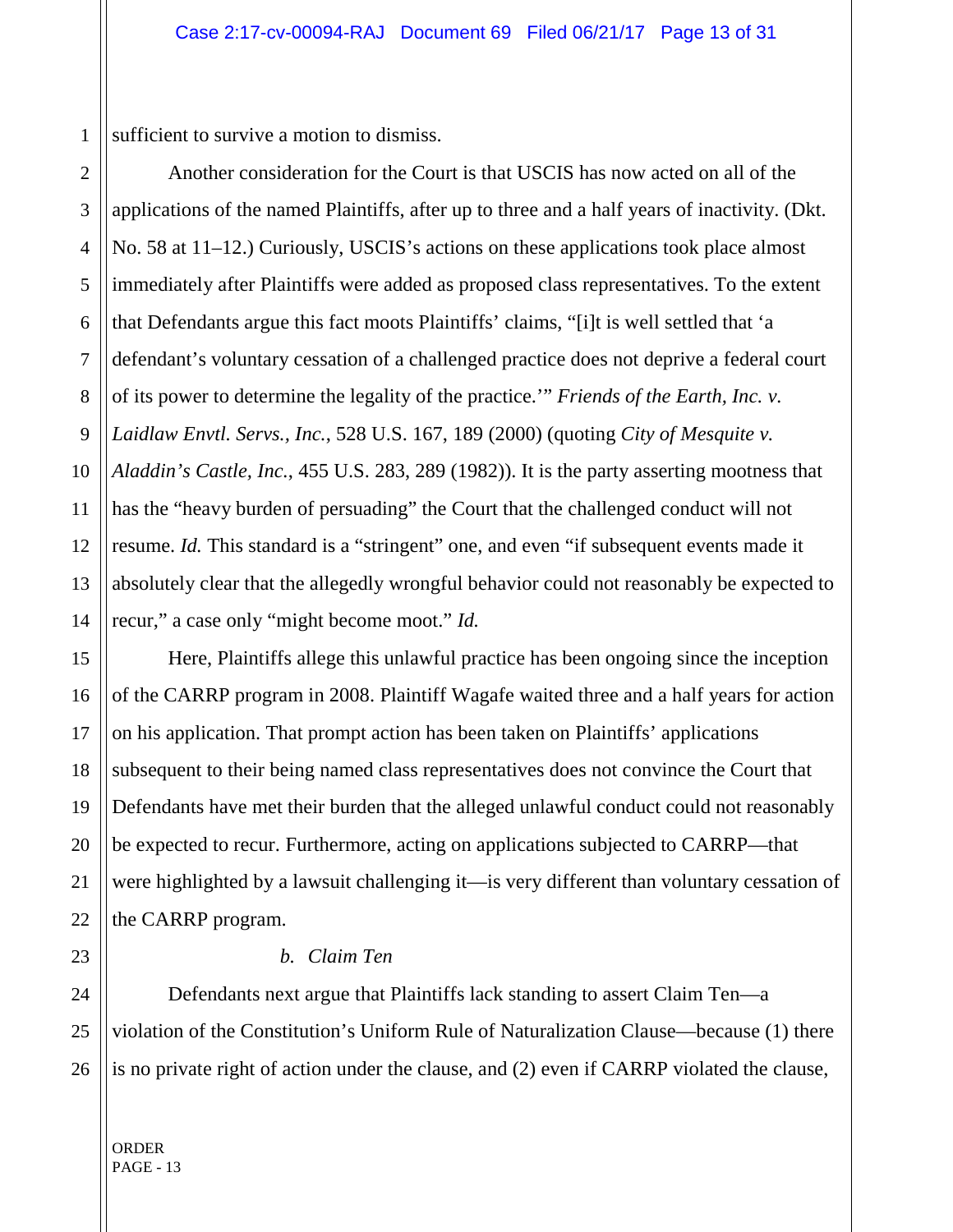sufficient to survive a motion to dismiss.

Another consideration for the Court is that USCIS has now acted on all of the applications of the named Plaintiffs, after up to three and a half years of inactivity. (Dkt. No. 58 at 11–12.) Curiously, USCIS's actions on these applications took place almost immediately after Plaintiffs were added as proposed class representatives. To the extent that Defendants argue this fact moots Plaintiffs' claims, "[i]t is well settled that 'a defendant's voluntary cessation of a challenged practice does not deprive a federal court of its power to determine the legality of the practice.'" *Friends of the Earth, Inc. v. Laidlaw Envtl. Servs., Inc.*, 528 U.S. 167, 189 (2000) (quoting *City of Mesquite v. Aladdin's Castle, Inc.*, 455 U.S. 283, 289 (1982)). It is the party asserting mootness that has the "heavy burden of persuading" the Court that the challenged conduct will not resume. *Id.* This standard is a "stringent" one, and even "if subsequent events made it absolutely clear that the allegedly wrongful behavior could not reasonably be expected to recur," a case only "might become moot." *Id.*

Here, Plaintiffs allege this unlawful practice has been ongoing since the inception of the CARRP program in 2008. Plaintiff Wagafe waited three and a half years for action on his application. That prompt action has been taken on Plaintiffs' applications subsequent to their being named class representatives does not convince the Court that Defendants have met their burden that the alleged unlawful conduct could not reasonably be expected to recur. Furthermore, acting on applications subjected to CARRP—that were highlighted by a lawsuit challenging it—is very different than voluntary cessation of the CARRP program.

*b. Claim Ten*

Defendants next argue that Plaintiffs lack standing to assert Claim Ten—a violation of the Constitution's Uniform Rule of Naturalization Clause—because (1) there is no private right of action under the clause, and (2) even if CARRP violated the clause,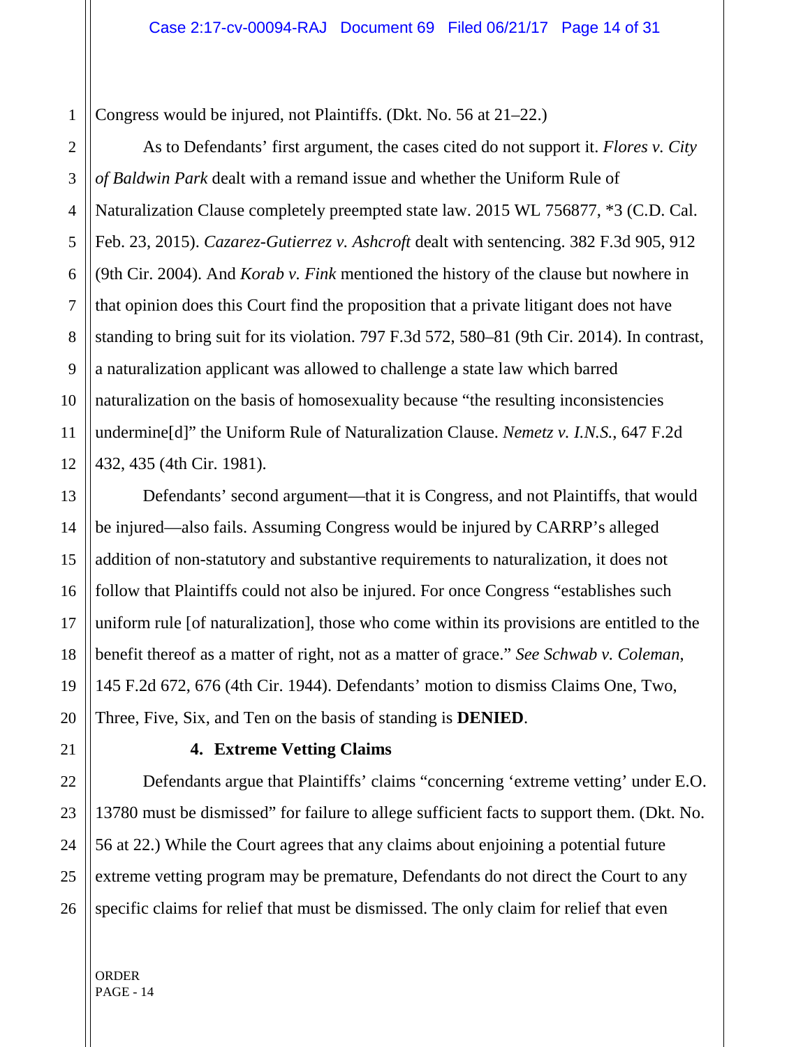Congress would be injured, not Plaintiffs. (Dkt. No. 56 at 21–22.)

As to Defendants' first argument, the cases cited do not support it. *Flores v. City of Baldwin Park* dealt with a remand issue and whether the Uniform Rule of Naturalization Clause completely preempted state law. 2015 WL 756877, *3 (C.D. Cal. Feb. 23, 2015). *Cazarez-Gutierrez v. Ashcroft* dealt with sentencing. 382 F.3d 905, 912 (9th Cir. 2004). And *Korab v. Fink* mentioned the history of the clause but nowhere in that opinion does this Court find the proposition that a private litigant does not have standing to bring suit for its violation. 797 F.3d 572, 580–81 (9th Cir. 2014). In contrast, a naturalization applicant was allowed to challenge a state law which barred naturalization on the basis of homosexuality because "the resulting inconsistencies undermine[d]" the Uniform Rule of Naturalization Clause. *Nemetz v. I.N.S.*, 647 F.2d 432, 435 (4th Cir. 1981).

Defendants' second argument—that it is Congress, and not Plaintiffs, that would be injured—also fails. Assuming Congress would be injured by CARRP's alleged addition of non-statutory and substantive requirements to naturalization, it does not follow that Plaintiffs could not also be injured. For once Congress "establishes such uniform rule [of naturalization], those who come within its provisions are entitled to the benefit thereof as a matter of right, not as a matter of grace." *See Schwab v. Coleman*, 145 F.2d 672, 676 (4th Cir. 1944). Defendants' motion to dismiss Claims One, Two, Three, Five, Six, and Ten on the basis of standing is **DENIED**.

#### 4. Extreme Vetting Claims

Defendants argue that Plaintiffs' claims "concerning 'extreme vetting' under E.O. 13780 must be dismissed" for failure to allege sufficient facts to support them. (Dkt. No. 56 at 22.) While the Court agrees that any claims about enjoining a potential future extreme vetting program may be premature, Defendants do not direct the Court to any specific claims for relief that must be dismissed. The only claim for relief that even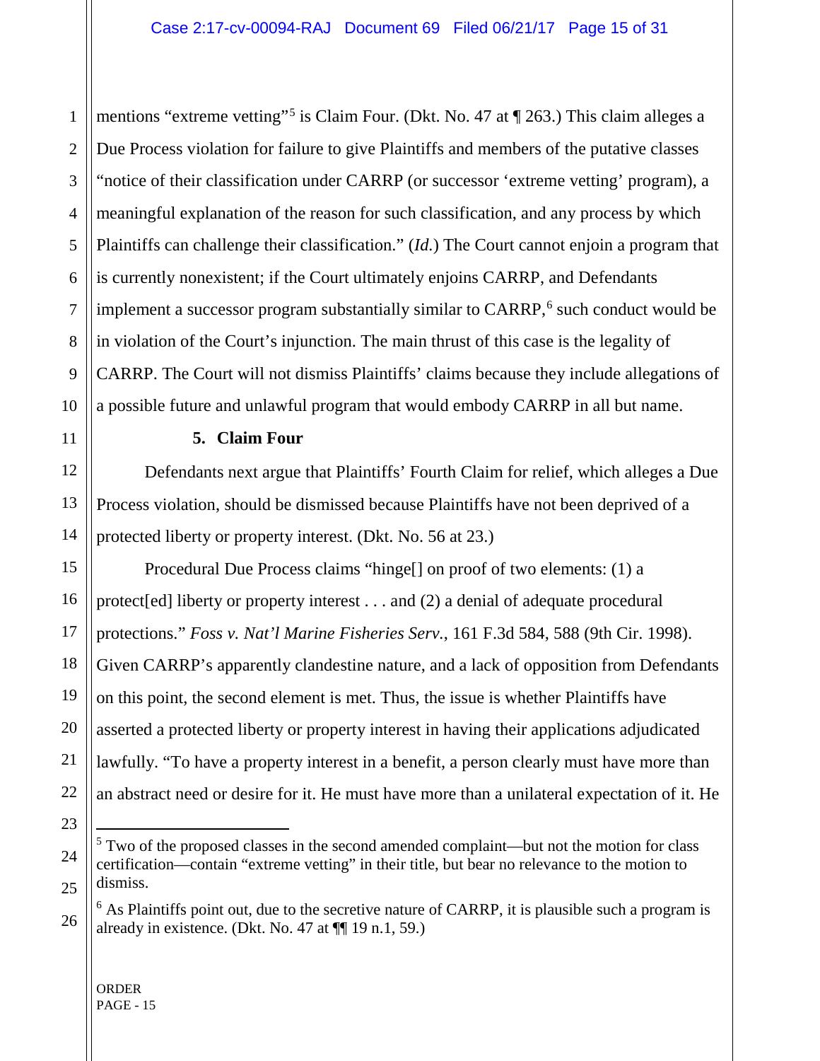mentions "extreme vetting"[5] is Claim Four. (Dkt. No. 47 at ¶ 263.) This claim alleges a Due Process violation for failure to give Plaintiffs and members of the putative classes "notice of their classification under CARRP (or successor 'extreme vetting' program), a meaningful explanation of the reason for such classification, and any process by which Plaintiffs can challenge their classification." (*Id.*) The Court cannot enjoin a program that is currently nonexistent; if the Court ultimately enjoins CARRP, and Defendants implement a successor program substantially similar to CARRP,[6] such conduct would be in violation of the Court's injunction. The main thrust of this case is the legality of CARRP. The Court will not dismiss Plaintiffs' claims because they include allegations of a possible future and unlawful program that would embody CARRP in all but name.

**5. Claim Four**

Defendants next argue that Plaintiffs' Fourth Claim for relief, which alleges a Due Process violation, should be dismissed because Plaintiffs have not been deprived of a protected liberty or property interest. (Dkt. No. 56 at 23.)

Procedural Due Process claims "hinge[] on proof of two elements: (1) a protect[ed] liberty or property interest . . . and (2) a denial of adequate procedural protections." *Foss v. Nat'l Marine Fisheries Serv.*, 161 F.3d 584, 588 (9th Cir. 1998). Given CARRP's apparently clandestine nature, and a lack of opposition from Defendants on this point, the second element is met. Thus, the issue is whether Plaintiffs have asserted a protected liberty or property interest in having their applications adjudicated lawfully. "To have a property interest in a benefit, a person clearly must have more than an abstract need or desire for it. He must have more than a unilateral expectation of it. He

---

[5] Two of the proposed classes in the second amended complaint—but not the motion for class certification—contain "extreme vetting" in their title, but bear no relevance to the motion to dismiss.

[6] As Plaintiffs point out, due to the secretive nature of CARRP, it is plausible such a program is already in existence. (Dkt. No. 47 at ¶¶ 19 n.1, 59.)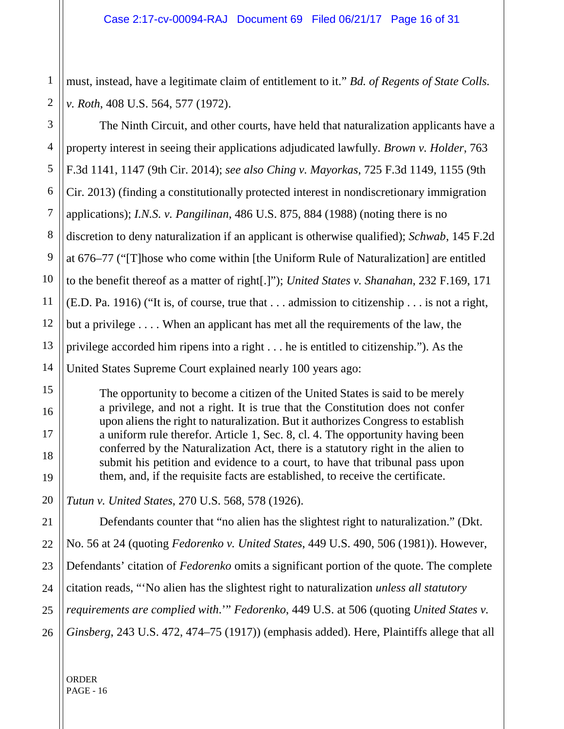must, instead, have a legitimate claim of entitlement to it." *Bd. of Regents of State Colls. v. Roth*, 408 U.S. 564, 577 (1972).

The Ninth Circuit, and other courts, have held that naturalization applicants have a property interest in seeing their applications adjudicated lawfully. *Brown v. Holder*, 763 F.3d 1141, 1147 (9th Cir. 2014); *see also Ching v. Mayorkas*, 725 F.3d 1149, 1155 (9th Cir. 2013) (finding a constitutionally protected interest in nondiscretionary immigration applications); *I.N.S. v. Pangilinan*, 486 U.S. 875, 884 (1988) (noting there is no discretion to deny naturalization if an applicant is otherwise qualified); *Schwab*, 145 F.2d at 676–77 ("[T]hose who come within [the Uniform Rule of Naturalization] are entitled to the benefit thereof as a matter of right[.]"); *United States v. Shanahan*, 232 F.169, 171 (E.D. Pa. 1916) ("It is, of course, true that . . . admission to citizenship . . . is not a right, but a privilege . . . . When an applicant has met all the requirements of the law, the privilege accorded him ripens into a right . . . he is entitled to citizenship."). As the United States Supreme Court explained nearly 100 years ago:

> The opportunity to become a citizen of the United States is said to be merely a privilege, and not a right. It is true that the Constitution does not confer upon aliens the right to naturalization. But it authorizes Congress to establish a uniform rule therefor. Article 1, Sec. 8, cl. 4. The opportunity having been conferred by the Naturalization Act, there is a statutory right in the alien to submit his petition and evidence to a court, to have that tribunal pass upon them, and, if the requisite facts are established, to receive the certificate.

*Tutun v. United States*, 270 U.S. 568, 578 (1926).

Defendants counter that "no alien has the slightest right to naturalization." (Dkt. No. 56 at 24 (quoting *Fedorenko v. United States*, 449 U.S. 490, 506 (1981)). However, Defendants' citation of *Fedorenko* omits a significant portion of the quote. The complete citation reads, "'No alien has the slightest right to naturalization *unless all statutory requirements are complied with*.'" *Fedorenko*, 449 U.S. at 506 (quoting *United States v. Ginsberg*, 243 U.S. 472, 474–75 (1917)) (emphasis added). Here, Plaintiffs allege that all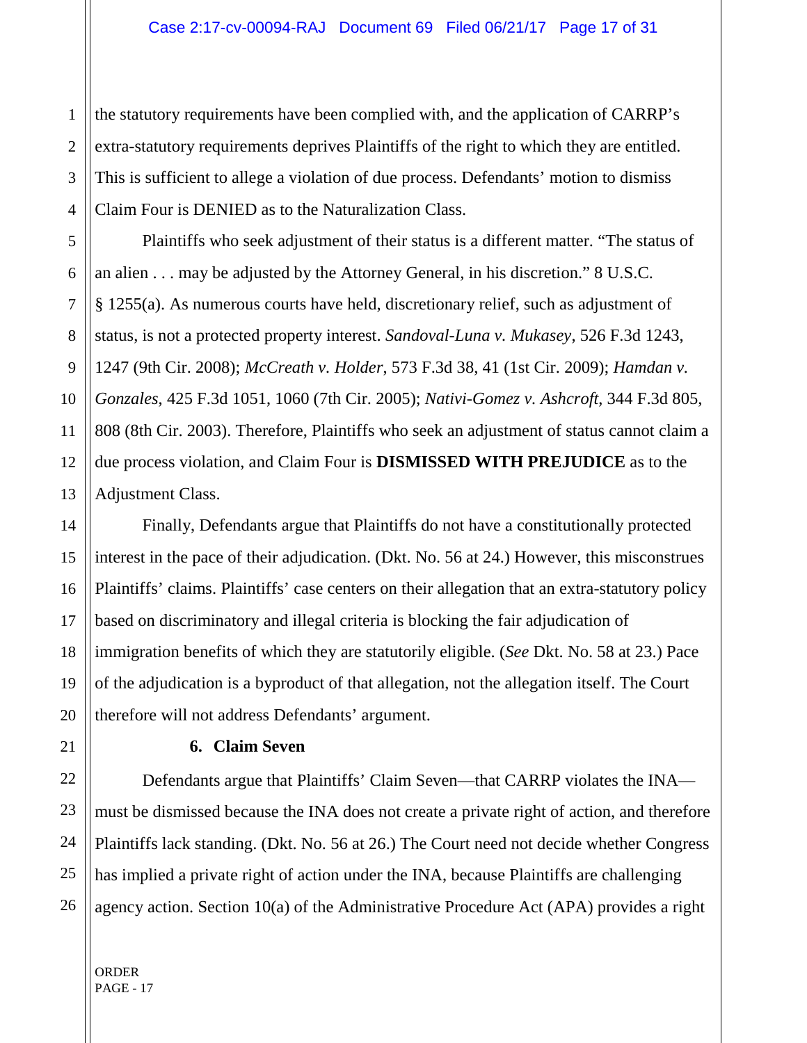the statutory requirements have been complied with, and the application of CARRP's extra-statutory requirements deprives Plaintiffs of the right to which they are entitled. This is sufficient to allege a violation of due process. Defendants' motion to dismiss Claim Four is DENIED as to the Naturalization Class.

Plaintiffs who seek adjustment of their status is a different matter. "The status of an alien . . . may be adjusted by the Attorney General, in his discretion." 8 U.S.C. § 1255(a). As numerous courts have held, discretionary relief, such as adjustment of status, is not a protected property interest. *Sandoval-Luna v. Mukasey*, 526 F.3d 1243, 1247 (9th Cir. 2008); *McCreath v. Holder*, 573 F.3d 38, 41 (1st Cir. 2009); *Hamdan v. Gonzales*, 425 F.3d 1051, 1060 (7th Cir. 2005); *Nativi-Gomez v. Ashcroft*, 344 F.3d 805, 808 (8th Cir. 2003). Therefore, Plaintiffs who seek an adjustment of status cannot claim a due process violation, and Claim Four is **DISMISSED WITH PREJUDICE** as to the Adjustment Class.

Finally, Defendants argue that Plaintiffs do not have a constitutionally protected interest in the pace of their adjudication. (Dkt. No. 56 at 24.) However, this misconstrues Plaintiffs' claims. Plaintiffs' case centers on their allegation that an extra-statutory policy based on discriminatory and illegal criteria is blocking the fair adjudication of immigration benefits of which they are statutorily eligible. (*See* Dkt. No. 58 at 23.) Pace of the adjudication is a byproduct of that allegation, not the allegation itself. The Court therefore will not address Defendants' argument.

**6. Claim Seven**

Defendants argue that Plaintiffs' Claim Seven—that CARRP violates the INA—must be dismissed because the INA does not create a private right of action, and therefore Plaintiffs lack standing. (Dkt. No. 56 at 26.) The Court need not decide whether Congress has implied a private right of action under the INA, because Plaintiffs are challenging agency action. Section 10(a) of the Administrative Procedure Act (APA) provides a right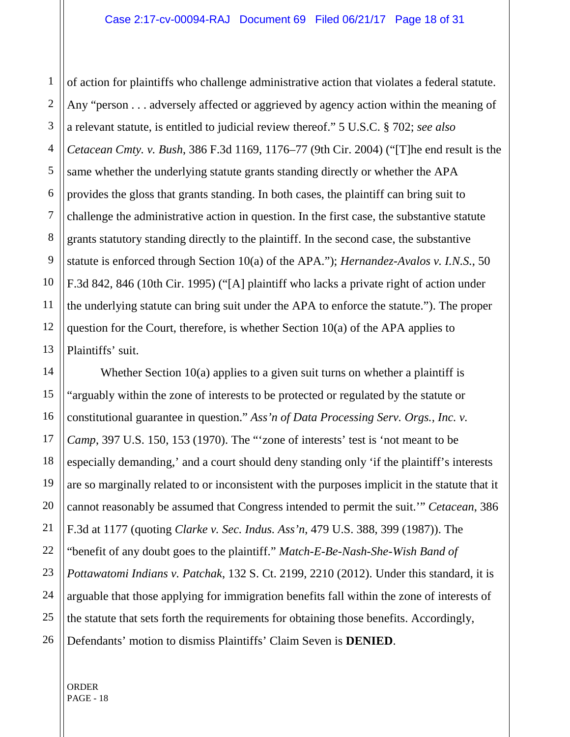of action for plaintiffs who challenge administrative action that violates a federal statute. Any "person . . . adversely affected or aggrieved by agency action within the meaning of a relevant statute, is entitled to judicial review thereof." 5 U.S.C. § 702; *see also Cetacean Cmty. v. Bush*, 386 F.3d 1169, 1176–77 (9th Cir. 2004) ("[T]he end result is the same whether the underlying statute grants standing directly or whether the APA provides the gloss that grants standing. In both cases, the plaintiff can bring suit to challenge the administrative action in question. In the first case, the substantive statute grants statutory standing directly to the plaintiff. In the second case, the substantive statute is enforced through Section 10(a) of the APA."); *Hernandez-Avalos v. I.N.S.*, 50 F.3d 842, 846 (10th Cir. 1995) ("[A] plaintiff who lacks a private right of action under the underlying statute can bring suit under the APA to enforce the statute."). The proper question for the Court, therefore, is whether Section 10(a) of the APA applies to Plaintiffs' suit.

Whether Section 10(a) applies to a given suit turns on whether a plaintiff is "arguably within the zone of interests to be protected or regulated by the statute or constitutional guarantee in question." *Ass'n of Data Processing Serv. Orgs., Inc. v. Camp*, 397 U.S. 150, 153 (1970). The "'zone of interests' test is 'not meant to be especially demanding,' and a court should deny standing only 'if the plaintiff's interests are so marginally related to or inconsistent with the purposes implicit in the statute that it cannot reasonably be assumed that Congress intended to permit the suit.'" *Cetacean*, 386 F.3d at 1177 (quoting *Clarke v. Sec. Indus. Ass'n*, 479 U.S. 388, 399 (1987)). The "benefit of any doubt goes to the plaintiff." *Match-E-Be-Nash-She-Wish Band of Pottawatomi Indians v. Patchak*, 132 S. Ct. 2199, 2210 (2012). Under this standard, it is arguable that those applying for immigration benefits fall within the zone of interests of the statute that sets forth the requirements for obtaining those benefits. Accordingly, Defendants' motion to dismiss Plaintiffs' Claim Seven is **DENIED**.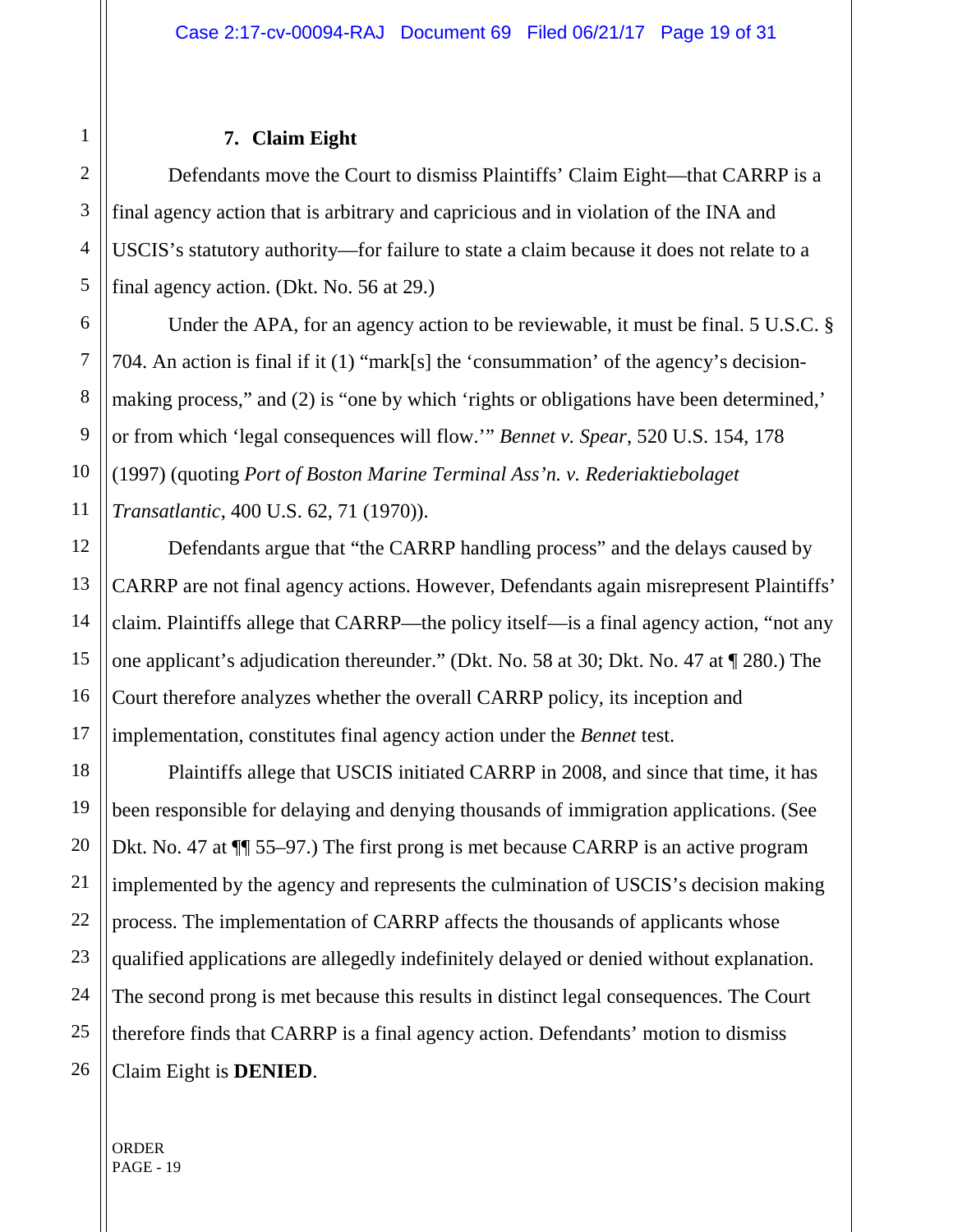### 7. Claim Eight

Defendants move the Court to dismiss Plaintiffs' Claim Eight—that CARRP is a final agency action that is arbitrary and capricious and in violation of the INA and USCIS's statutory authority—for failure to state a claim because it does not relate to a final agency action. (Dkt. No. 56 at 29.)

Under the APA, for an agency action to be reviewable, it must be final. 5 U.S.C. § 704. An action is final if it (1) "mark[s] the 'consummation' of the agency's decision-making process," and (2) is "one by which 'rights or obligations have been determined,' or from which 'legal consequences will flow.'" *Bennet v. Spear*, 520 U.S. 154, 178 (1997) (quoting *Port of Boston Marine Terminal Ass'n. v. Rederiaktiebolaget Transatlantic*, 400 U.S. 62, 71 (1970)).

Defendants argue that "the CARRP handling process" and the delays caused by CARRP are not final agency actions. However, Defendants again misrepresent Plaintiffs' claim. Plaintiffs allege that CARRP—the policy itself—is a final agency action, "not any one applicant's adjudication thereunder." (Dkt. No. 58 at 30; Dkt. No. 47 at ¶ 280.) The Court therefore analyzes whether the overall CARRP policy, its inception and implementation, constitutes final agency action under the *Bennet* test.

Plaintiffs allege that USCIS initiated CARRP in 2008, and since that time, it has been responsible for delaying and denying thousands of immigration applications. (See Dkt. No. 47 at ¶¶ 55–97.) The first prong is met because CARRP is an active program implemented by the agency and represents the culmination of USCIS's decision making process. The implementation of CARRP affects the thousands of applicants whose qualified applications are allegedly indefinitely delayed or denied without explanation. The second prong is met because this results in distinct legal consequences. The Court therefore finds that CARRP is a final agency action. Defendants' motion to dismiss Claim Eight is **DENIED**.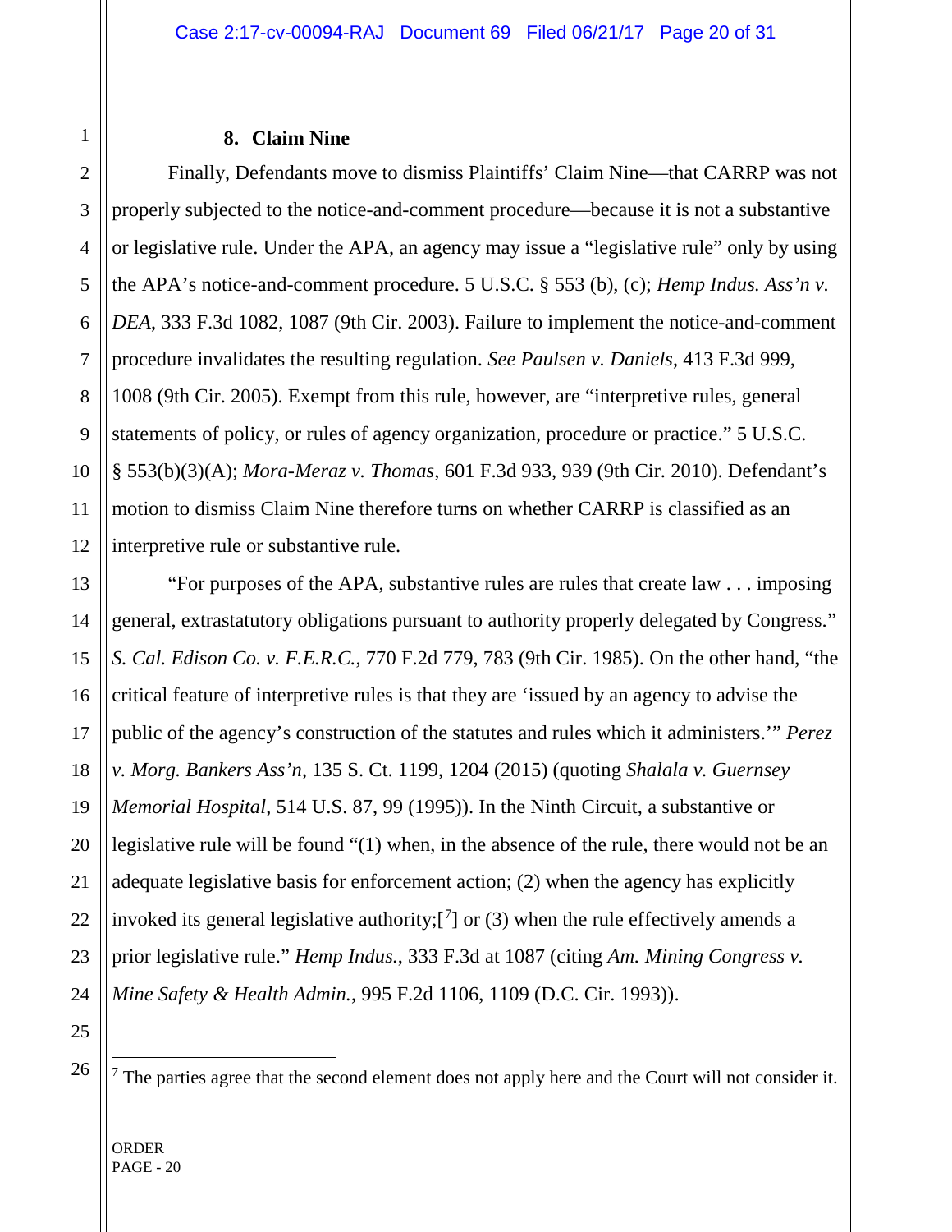### 8. Claim Nine

Finally, Defendants move to dismiss Plaintiffs' Claim Nine—that CARRP was not properly subjected to the notice-and-comment procedure—because it is not a substantive or legislative rule. Under the APA, an agency may issue a "legislative rule" only by using the APA's notice-and-comment procedure. 5 U.S.C. § 553 (b), (c); *Hemp Indus. Ass'n v. DEA*, 333 F.3d 1082, 1087 (9th Cir. 2003). Failure to implement the notice-and-comment procedure invalidates the resulting regulation. *See Paulsen v. Daniels*, 413 F.3d 999, 1008 (9th Cir. 2005). Exempt from this rule, however, are "interpretive rules, general statements of policy, or rules of agency organization, procedure or practice." 5 U.S.C. § 553(b)(3)(A); *Mora-Meraz v. Thomas*, 601 F.3d 933, 939 (9th Cir. 2010). Defendant's motion to dismiss Claim Nine therefore turns on whether CARRP is classified as an interpretive rule or substantive rule.

"For purposes of the APA, substantive rules are rules that create law . . . imposing general, extrastatutory obligations pursuant to authority properly delegated by Congress." *S. Cal. Edison Co. v. F.E.R.C.*, 770 F.2d 779, 783 (9th Cir. 1985). On the other hand, "the critical feature of interpretive rules is that they are 'issued by an agency to advise the public of the agency's construction of the statutes and rules which it administers.'" *Perez v. Morg. Bankers Ass'n*, 135 S. Ct. 1199, 1204 (2015) (quoting *Shalala v. Guernsey Memorial Hospital*, 514 U.S. 87, 99 (1995)). In the Ninth Circuit, a substantive or legislative rule will be found "(1) when, in the absence of the rule, there would not be an adequate legislative basis for enforcement action; (2) when the agency has explicitly invoked its general legislative authority;[[7]] or (3) when the rule effectively amends a prior legislative rule." *Hemp Indus.*, 333 F.3d at 1087 (citing *Am. Mining Congress v. Mine Safety & Health Admin.*, 995 F.2d 1106, 1109 (D.C. Cir. 1993)).

---

[7] The parties agree that the second element does not apply here and the Court will not consider it.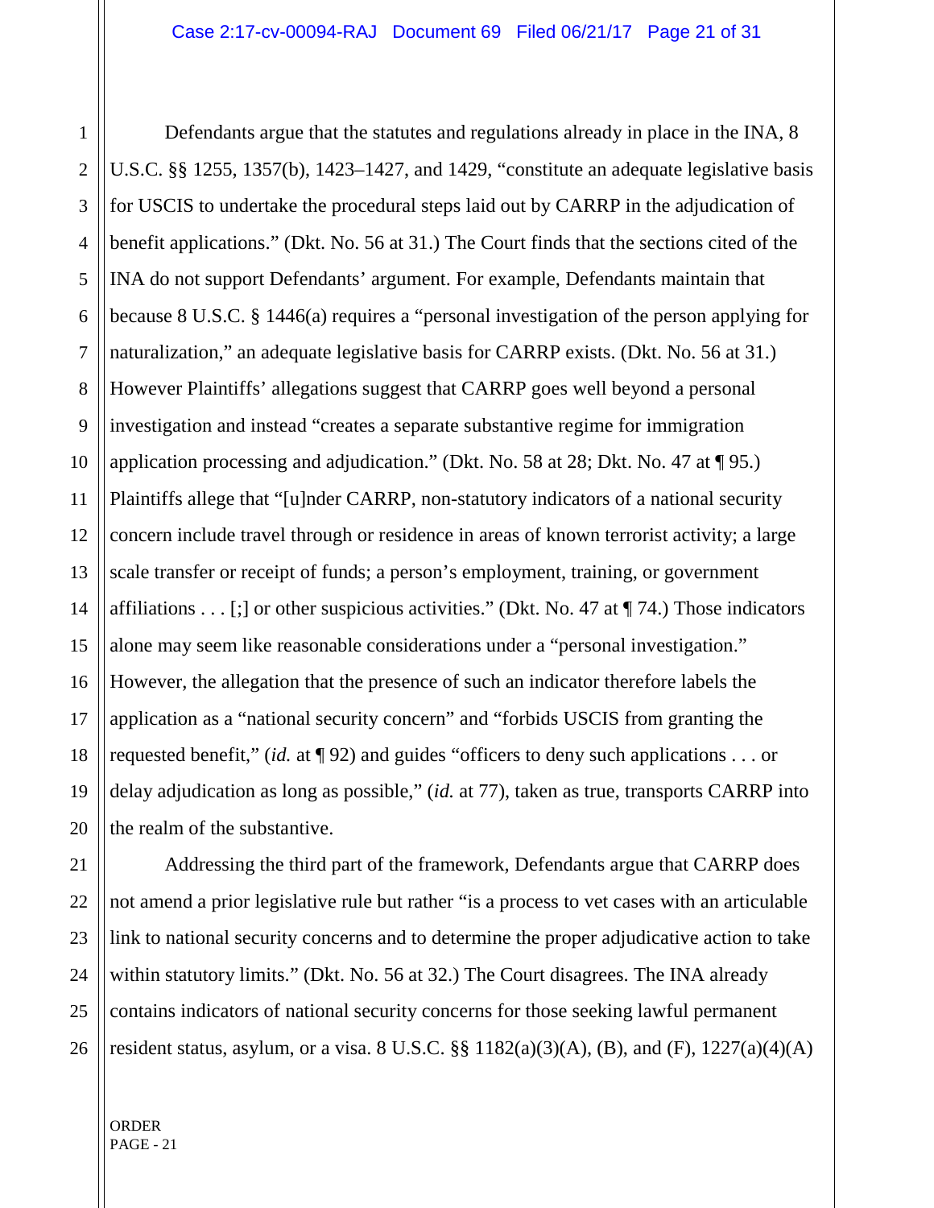Defendants argue that the statutes and regulations already in place in the INA, 8 U.S.C. §§ 1255, 1357(b), 1423–1427, and 1429, "constitute an adequate legislative basis for USCIS to undertake the procedural steps laid out by CARRP in the adjudication of benefit applications." (Dkt. No. 56 at 31.) The Court finds that the sections cited of the INA do not support Defendants' argument. For example, Defendants maintain that because 8 U.S.C. § 1446(a) requires a "personal investigation of the person applying for naturalization," an adequate legislative basis for CARRP exists. (Dkt. No. 56 at 31.) However Plaintiffs' allegations suggest that CARRP goes well beyond a personal investigation and instead "creates a separate substantive regime for immigration application processing and adjudication." (Dkt. No. 58 at 28; Dkt. No. 47 at ¶ 95.) Plaintiffs allege that "[u]nder CARRP, non-statutory indicators of a national security concern include travel through or residence in areas of known terrorist activity; a large scale transfer or receipt of funds; a person's employment, training, or government affiliations . . . [;] or other suspicious activities." (Dkt. No. 47 at ¶ 74.) Those indicators alone may seem like reasonable considerations under a "personal investigation." However, the allegation that the presence of such an indicator therefore labels the application as a "national security concern" and "forbids USCIS from granting the requested benefit," (*id.* at ¶ 92) and guides "officers to deny such applications . . . or delay adjudication as long as possible," (*id.* at 77), taken as true, transports CARRP into the realm of the substantive.

Addressing the third part of the framework, Defendants argue that CARRP does not amend a prior legislative rule but rather "is a process to vet cases with an articulable link to national security concerns and to determine the proper adjudicative action to take within statutory limits." (Dkt. No. 56 at 32.) The Court disagrees. The INA already contains indicators of national security concerns for those seeking lawful permanent resident status, asylum, or a visa. 8 U.S.C. §§ 1182(a)(3)(A), (B), and (F), 1227(a)(4)(A)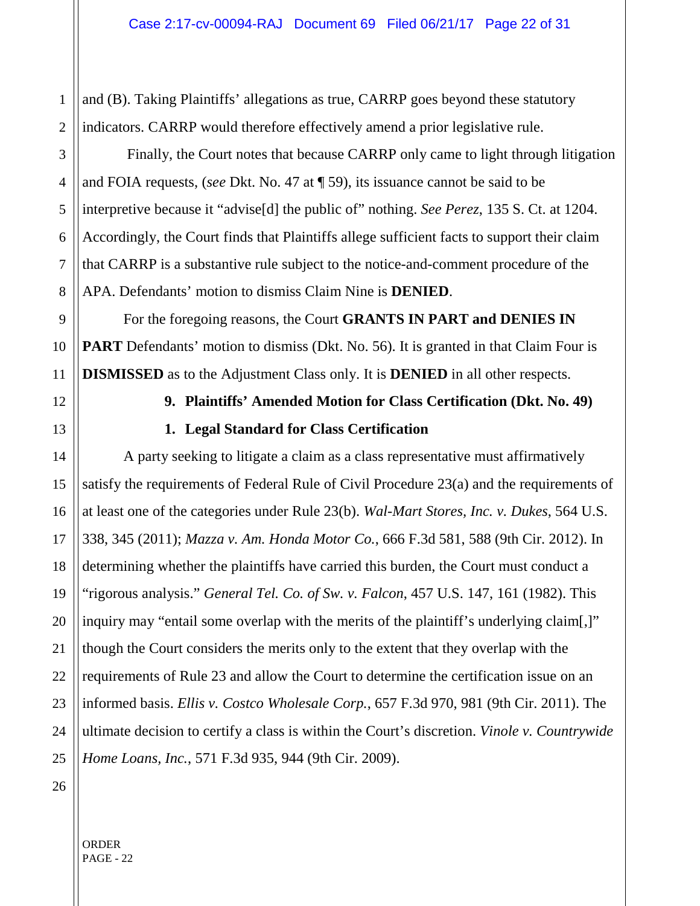and (B). Taking Plaintiffs' allegations as true, CARRP goes beyond these statutory indicators. CARRP would therefore effectively amend a prior legislative rule.

Finally, the Court notes that because CARRP only came to light through litigation and FOIA requests, (*see* Dkt. No. 47 at ¶ 59), its issuance cannot be said to be interpretive because it "advise[d] the public of" nothing. *See Perez*, 135 S. Ct. at 1204. Accordingly, the Court finds that Plaintiffs allege sufficient facts to support their claim that CARRP is a substantive rule subject to the notice-and-comment procedure of the APA. Defendants' motion to dismiss Claim Nine is **DENIED**.

For the foregoing reasons, the Court **GRANTS IN PART and DENIES IN PART** Defendants' motion to dismiss (Dkt. No. 56). It is granted in that Claim Four is **DISMISSED** as to the Adjustment Class only. It is **DENIED** in all other respects.

### 9. Plaintiffs' Amended Motion for Class Certification (Dkt. No. 49)

#### 1. Legal Standard for Class Certification

A party seeking to litigate a claim as a class representative must affirmatively satisfy the requirements of Federal Rule of Civil Procedure 23(a) and the requirements of at least one of the categories under Rule 23(b). *Wal-Mart Stores, Inc. v. Dukes*, 564 U.S. 338, 345 (2011); *Mazza v. Am. Honda Motor Co.*, 666 F.3d 581, 588 (9th Cir. 2012). In determining whether the plaintiffs have carried this burden, the Court must conduct a "rigorous analysis." *General Tel. Co. of Sw. v. Falcon*, 457 U.S. 147, 161 (1982). This inquiry may "entail some overlap with the merits of the plaintiff's underlying claim[,]" though the Court considers the merits only to the extent that they overlap with the requirements of Rule 23 and allow the Court to determine the certification issue on an informed basis. *Ellis v. Costco Wholesale Corp.*, 657 F.3d 970, 981 (9th Cir. 2011). The ultimate decision to certify a class is within the Court's discretion. *Vinole v. Countrywide Home Loans, Inc.*, 571 F.3d 935, 944 (9th Cir. 2009).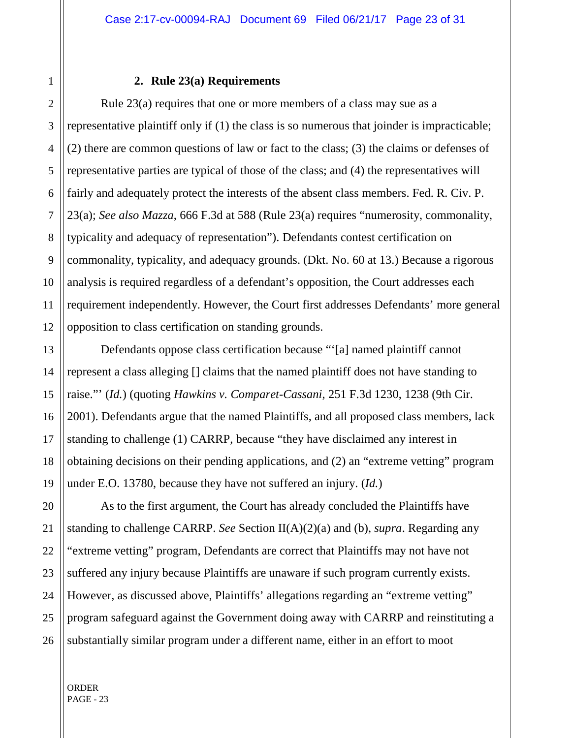### 2. Rule 23(a) Requirements

Rule 23(a) requires that one or more members of a class may sue as a representative plaintiff only if (1) the class is so numerous that joinder is impracticable; (2) there are common questions of law or fact to the class; (3) the claims or defenses of representative parties are typical of those of the class; and (4) the representatives will fairly and adequately protect the interests of the absent class members. Fed. R. Civ. P. 23(a); *See also Mazza*, 666 F.3d at 588 (Rule 23(a) requires "numerosity, commonality, typicality and adequacy of representation"). Defendants contest certification on commonality, typicality, and adequacy grounds. (Dkt. No. 60 at 13.) Because a rigorous analysis is required regardless of a defendant's opposition, the Court addresses each requirement independently. However, the Court first addresses Defendants' more general opposition to class certification on standing grounds.

Defendants oppose class certification because "'[a] named plaintiff cannot represent a class alleging [] claims that the named plaintiff does not have standing to raise."' (*Id.*) (quoting *Hawkins v. Comparet-Cassani*, 251 F.3d 1230, 1238 (9th Cir. 2001). Defendants argue that the named Plaintiffs, and all proposed class members, lack standing to challenge (1) CARRP, because "they have disclaimed any interest in obtaining decisions on their pending applications, and (2) an "extreme vetting" program under E.O. 13780, because they have not suffered an injury. (*Id.*)

As to the first argument, the Court has already concluded the Plaintiffs have standing to challenge CARRP. *See* Section II(A)(2)(a) and (b), *supra*. Regarding any "extreme vetting" program, Defendants are correct that Plaintiffs may not have not suffered any injury because Plaintiffs are unaware if such program currently exists. However, as discussed above, Plaintiffs' allegations regarding an "extreme vetting" program safeguard against the Government doing away with CARRP and reinstituting a substantially similar program under a different name, either in an effort to moot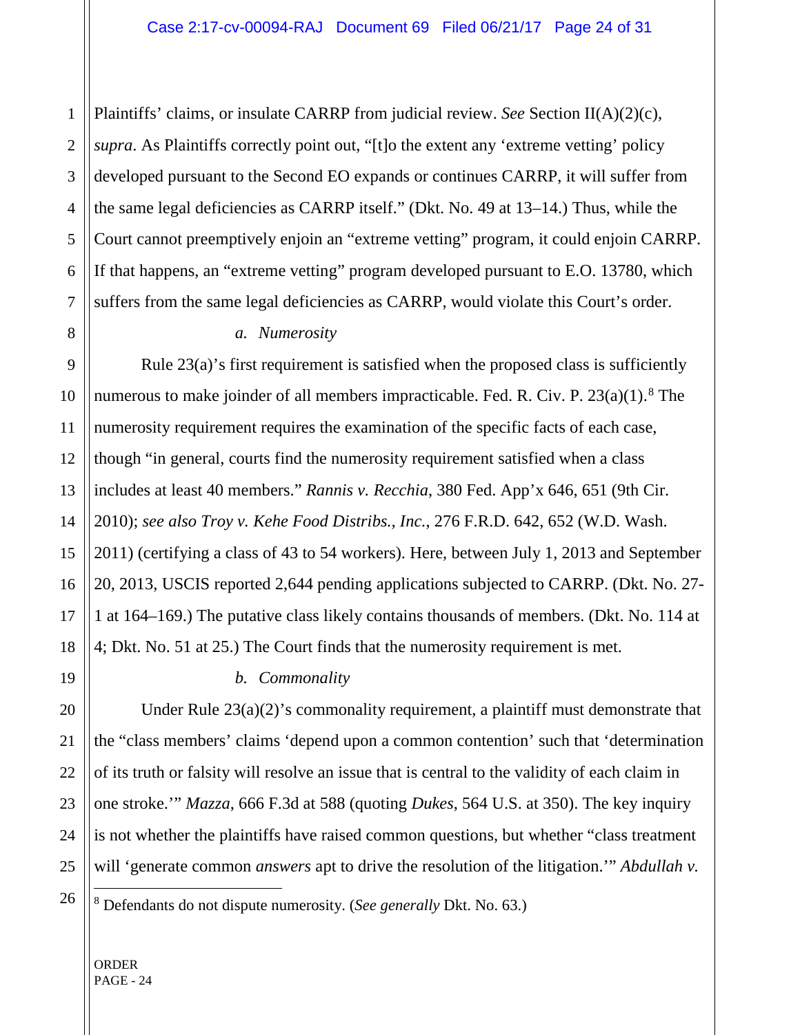Plaintiffs' claims, or insulate CARRP from judicial review. *See* Section II(A)(2)(c), *supra*. As Plaintiffs correctly point out, "[t]o the extent any 'extreme vetting' policy developed pursuant to the Second EO expands or continues CARRP, it will suffer from the same legal deficiencies as CARRP itself." (Dkt. No. 49 at 13–14.) Thus, while the Court cannot preemptively enjoin an "extreme vetting" program, it could enjoin CARRP. If that happens, an "extreme vetting" program developed pursuant to E.O. 13780, which suffers from the same legal deficiencies as CARRP, would violate this Court's order.

*a. Numerosity*

Rule 23(a)'s first requirement is satisfied when the proposed class is sufficiently numerous to make joinder of all members impracticable. Fed. R. Civ. P. 23(a)(1).[8] The numerosity requirement requires the examination of the specific facts of each case, though "in general, courts find the numerosity requirement satisfied when a class includes at least 40 members." *Rannis v. Recchia*, 380 Fed. App'x 646, 651 (9th Cir. 2010); *see also Troy v. Kehe Food Distribs., Inc.*, 276 F.R.D. 642, 652 (W.D. Wash. 2011) (certifying a class of 43 to 54 workers). Here, between July 1, 2013 and September 20, 2013, USCIS reported 2,644 pending applications subjected to CARRP. (Dkt. No. 27-1 at 164–169.) The putative class likely contains thousands of members. (Dkt. No. 114 at 4; Dkt. No. 51 at 25.) The Court finds that the numerosity requirement is met.

*b. Commonality*

Under Rule 23(a)(2)'s commonality requirement, a plaintiff must demonstrate that the "class members' claims 'depend upon a common contention' such that 'determination of its truth or falsity will resolve an issue that is central to the validity of each claim in one stroke.'" *Mazza*, 666 F.3d at 588 (quoting *Dukes*, 564 U.S. at 350). The key inquiry is not whether the plaintiffs have raised common questions, but whether "class treatment will 'generate common *answers* apt to drive the resolution of the litigation.'" *Abdullah v.*

[8] Defendants do not dispute numerosity. (*See generally* Dkt. No. 63.)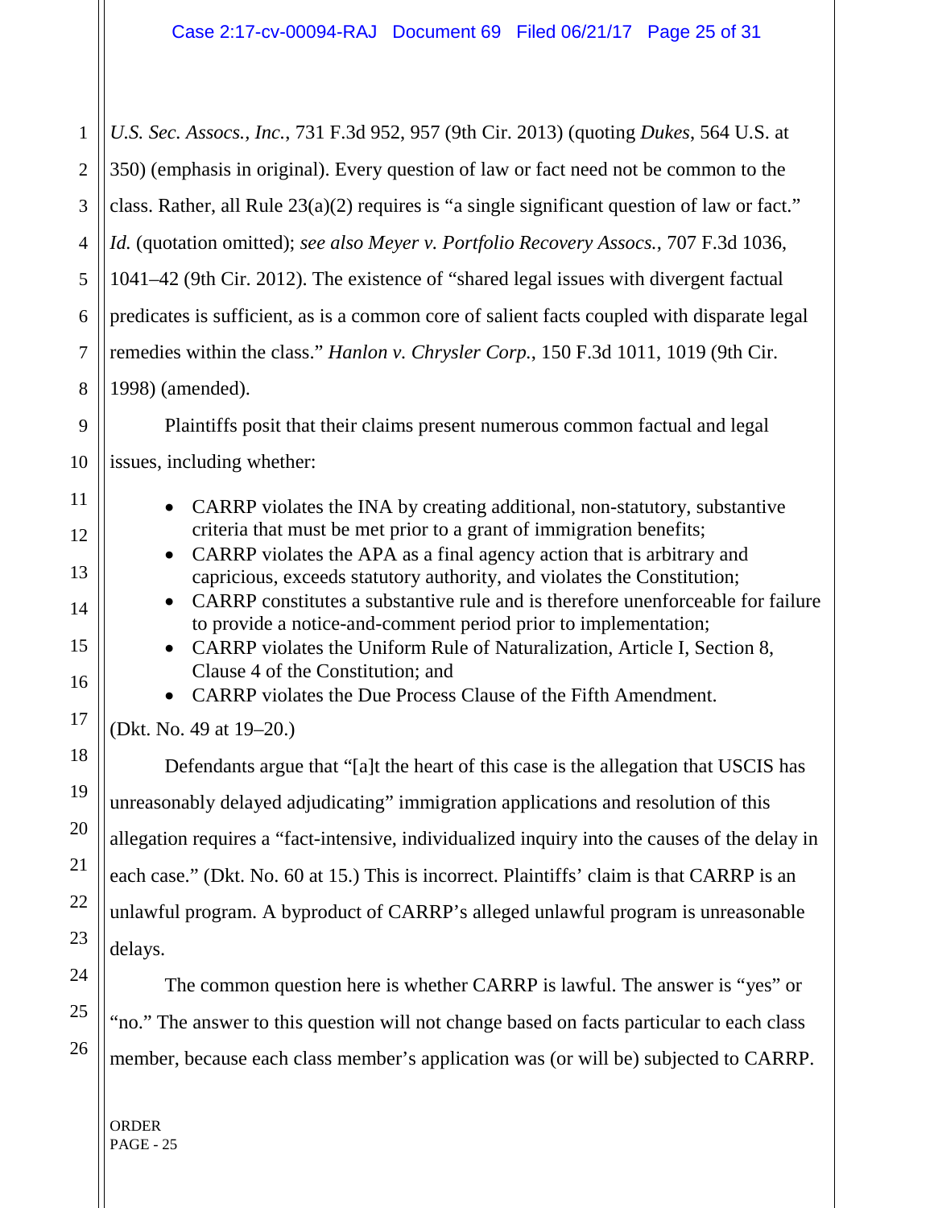*U.S. Sec. Assocs., Inc.*, 731 F.3d 952, 957 (9th Cir. 2013) (quoting *Dukes*, 564 U.S. at 350) (emphasis in original). Every question of law or fact need not be common to the class. Rather, all Rule 23(a)(2) requires is "a single significant question of law or fact." *Id.* (quotation omitted); *see also Meyer v. Portfolio Recovery Assocs.*, 707 F.3d 1036, 1041–42 (9th Cir. 2012). The existence of "shared legal issues with divergent factual predicates is sufficient, as is a common core of salient facts coupled with disparate legal remedies within the class." *Hanlon v. Chrysler Corp.*, 150 F.3d 1011, 1019 (9th Cir. 1998) (amended).

Plaintiffs posit that their claims present numerous common factual and legal issues, including whether:

- CARRP violates the INA by creating additional, non-statutory, substantive criteria that must be met prior to a grant of immigration benefits;
- CARRP violates the APA as a final agency action that is arbitrary and capricious, exceeds statutory authority, and violates the Constitution;
- CARRP constitutes a substantive rule and is therefore unenforceable for failure to provide a notice-and-comment period prior to implementation;
- CARRP violates the Uniform Rule of Naturalization, Article I, Section 8, Clause 4 of the Constitution; and
- CARRP violates the Due Process Clause of the Fifth Amendment.

(Dkt. No. 49 at 19–20.)

Defendants argue that "[a]t the heart of this case is the allegation that USCIS has unreasonably delayed adjudicating" immigration applications and resolution of this allegation requires a "fact-intensive, individualized inquiry into the causes of the delay in each case." (Dkt. No. 60 at 15.) This is incorrect. Plaintiffs' claim is that CARRP is an unlawful program. A byproduct of CARRP's alleged unlawful program is unreasonable delays.

The common question here is whether CARRP is lawful. The answer is "yes" or "no." The answer to this question will not change based on facts particular to each class member, because each class member's application was (or will be) subjected to CARRP.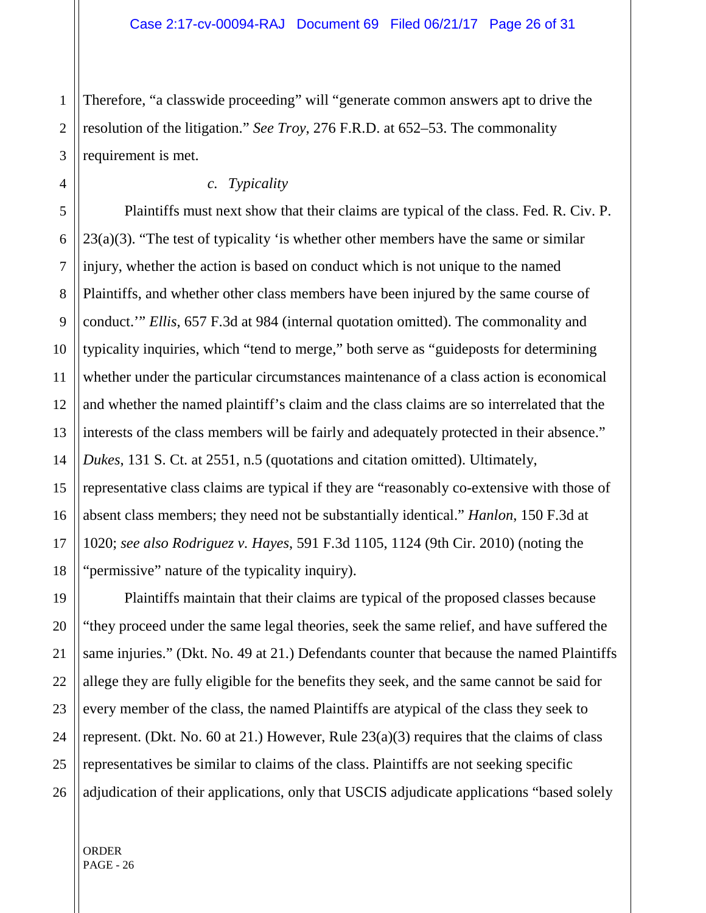Therefore, "a classwide proceeding" will "generate common answers apt to drive the resolution of the litigation." *See Troy*, 276 F.R.D. at 652–53. The commonality requirement is met.

*c. Typicality*

Plaintiffs must next show that their claims are typical of the class. Fed. R. Civ. P. 23(a)(3). "The test of typicality 'is whether other members have the same or similar injury, whether the action is based on conduct which is not unique to the named Plaintiffs, and whether other class members have been injured by the same course of conduct.'" *Ellis*, 657 F.3d at 984 (internal quotation omitted). The commonality and typicality inquiries, which "tend to merge," both serve as "guideposts for determining whether under the particular circumstances maintenance of a class action is economical and whether the named plaintiff's claim and the class claims are so interrelated that the interests of the class members will be fairly and adequately protected in their absence." *Dukes*, 131 S. Ct. at 2551, n.5 (quotations and citation omitted). Ultimately, representative class claims are typical if they are "reasonably co-extensive with those of absent class members; they need not be substantially identical." *Hanlon*, 150 F.3d at 1020; *see also Rodriguez v. Hayes*, 591 F.3d 1105, 1124 (9th Cir. 2010) (noting the "permissive" nature of the typicality inquiry).

Plaintiffs maintain that their claims are typical of the proposed classes because "they proceed under the same legal theories, seek the same relief, and have suffered the same injuries." (Dkt. No. 49 at 21.) Defendants counter that because the named Plaintiffs allege they are fully eligible for the benefits they seek, and the same cannot be said for every member of the class, the named Plaintiffs are atypical of the class they seek to represent. (Dkt. No. 60 at 21.) However, Rule 23(a)(3) requires that the claims of class representatives be similar to claims of the class. Plaintiffs are not seeking specific adjudication of their applications, only that USCIS adjudicate applications "based solely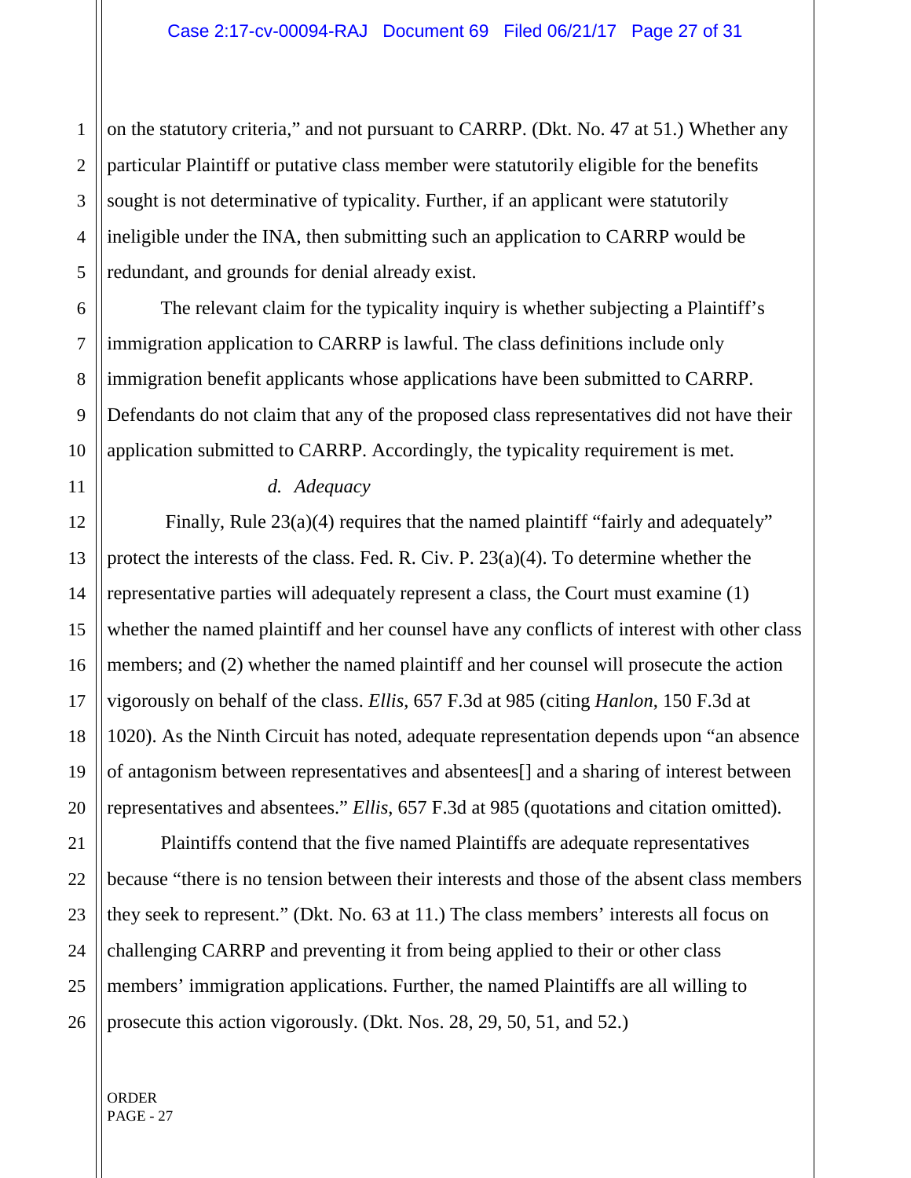on the statutory criteria," and not pursuant to CARRP. (Dkt. No. 47 at 51.) Whether any particular Plaintiff or putative class member were statutorily eligible for the benefits sought is not determinative of typicality. Further, if an applicant were statutorily ineligible under the INA, then submitting such an application to CARRP would be redundant, and grounds for denial already exist.

The relevant claim for the typicality inquiry is whether subjecting a Plaintiff's immigration application to CARRP is lawful. The class definitions include only immigration benefit applicants whose applications have been submitted to CARRP. Defendants do not claim that any of the proposed class representatives did not have their application submitted to CARRP. Accordingly, the typicality requirement is met.

*d. Adequacy*

Finally, Rule 23(a)(4) requires that the named plaintiff "fairly and adequately" protect the interests of the class. Fed. R. Civ. P. 23(a)(4). To determine whether the representative parties will adequately represent a class, the Court must examine (1) whether the named plaintiff and her counsel have any conflicts of interest with other class members; and (2) whether the named plaintiff and her counsel will prosecute the action vigorously on behalf of the class. *Ellis*, 657 F.3d at 985 (citing *Hanlon*, 150 F.3d at 1020). As the Ninth Circuit has noted, adequate representation depends upon "an absence of antagonism between representatives and absentees[] and a sharing of interest between representatives and absentees." *Ellis*, 657 F.3d at 985 (quotations and citation omitted).

Plaintiffs contend that the five named Plaintiffs are adequate representatives because "there is no tension between their interests and those of the absent class members they seek to represent." (Dkt. No. 63 at 11.) The class members' interests all focus on challenging CARRP and preventing it from being applied to their or other class members' immigration applications. Further, the named Plaintiffs are all willing to prosecute this action vigorously. (Dkt. Nos. 28, 29, 50, 51, and 52.)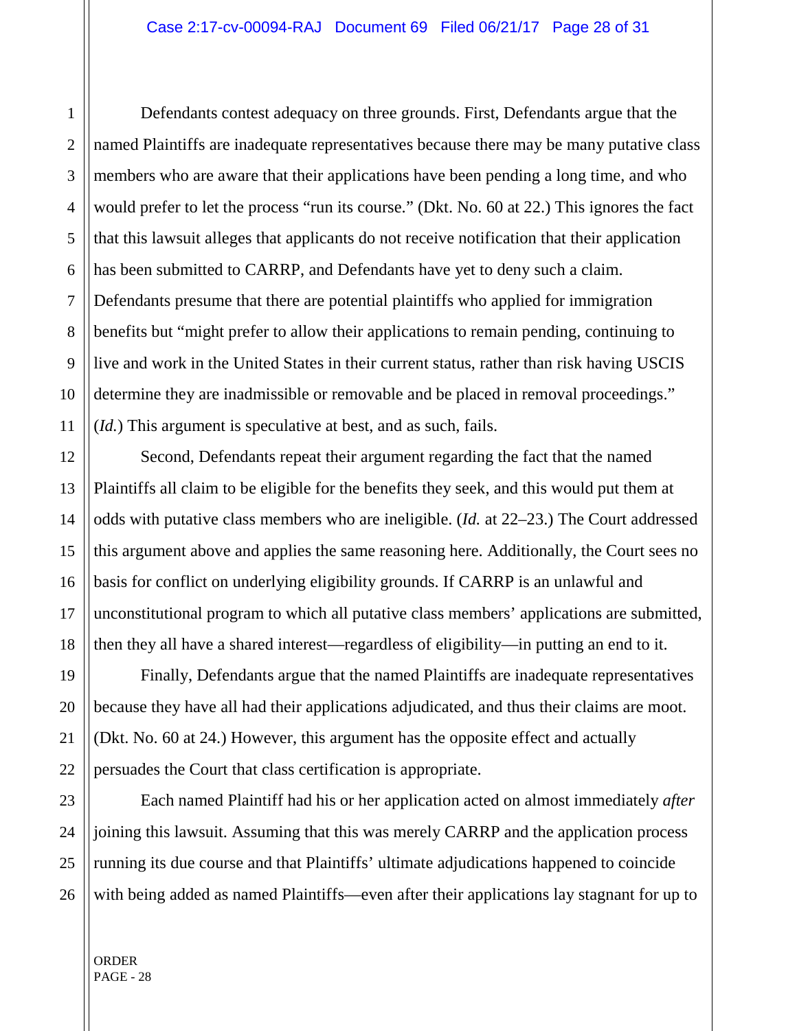Defendants contest adequacy on three grounds. First, Defendants argue that the named Plaintiffs are inadequate representatives because there may be many putative class members who are aware that their applications have been pending a long time, and who would prefer to let the process "run its course." (Dkt. No. 60 at 22.) This ignores the fact that this lawsuit alleges that applicants do not receive notification that their application has been submitted to CARRP, and Defendants have yet to deny such a claim. Defendants presume that there are potential plaintiffs who applied for immigration benefits but "might prefer to allow their applications to remain pending, continuing to live and work in the United States in their current status, rather than risk having USCIS determine they are inadmissible or removable and be placed in removal proceedings." (*Id.*) This argument is speculative at best, and as such, fails.

Second, Defendants repeat their argument regarding the fact that the named Plaintiffs all claim to be eligible for the benefits they seek, and this would put them at odds with putative class members who are ineligible. (*Id.* at 22–23.) The Court addressed this argument above and applies the same reasoning here. Additionally, the Court sees no basis for conflict on underlying eligibility grounds. If CARRP is an unlawful and unconstitutional program to which all putative class members' applications are submitted, then they all have a shared interest—regardless of eligibility—in putting an end to it.

Finally, Defendants argue that the named Plaintiffs are inadequate representatives because they have all had their applications adjudicated, and thus their claims are moot. (Dkt. No. 60 at 24.) However, this argument has the opposite effect and actually persuades the Court that class certification is appropriate.

Each named Plaintiff had his or her application acted on almost immediately *after* joining this lawsuit. Assuming that this was merely CARRP and the application process running its due course and that Plaintiffs' ultimate adjudications happened to coincide with being added as named Plaintiffs—even after their applications lay stagnant for up to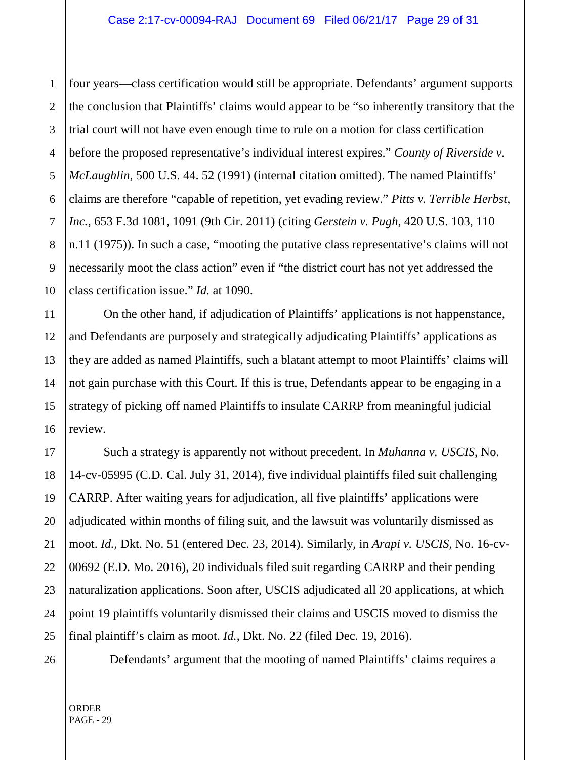four years—class certification would still be appropriate. Defendants' argument supports the conclusion that Plaintiffs' claims would appear to be "so inherently transitory that the trial court will not have even enough time to rule on a motion for class certification before the proposed representative's individual interest expires." *County of Riverside v. McLaughlin*, 500 U.S. 44. 52 (1991) (internal citation omitted). The named Plaintiffs' claims are therefore "capable of repetition, yet evading review." *Pitts v. Terrible Herbst, Inc.*, 653 F.3d 1081, 1091 (9th Cir. 2011) (citing *Gerstein v. Pugh*, 420 U.S. 103, 110 n.11 (1975)). In such a case, "mooting the putative class representative's claims will not necessarily moot the class action" even if "the district court has not yet addressed the class certification issue." *Id.* at 1090.

On the other hand, if adjudication of Plaintiffs' applications is not happenstance, and Defendants are purposely and strategically adjudicating Plaintiffs' applications as they are added as named Plaintiffs, such a blatant attempt to moot Plaintiffs' claims will not gain purchase with this Court. If this is true, Defendants appear to be engaging in a strategy of picking off named Plaintiffs to insulate CARRP from meaningful judicial review.

Such a strategy is apparently not without precedent. In *Muhanna v. USCIS*, No. 14-cv-05995 (C.D. Cal. July 31, 2014), five individual plaintiffs filed suit challenging CARRP. After waiting years for adjudication, all five plaintiffs' applications were adjudicated within months of filing suit, and the lawsuit was voluntarily dismissed as moot. *Id.*, Dkt. No. 51 (entered Dec. 23, 2014). Similarly, in *Arapi v. USCIS*, No. 16-cv-00692 (E.D. Mo. 2016), 20 individuals filed suit regarding CARRP and their pending naturalization applications. Soon after, USCIS adjudicated all 20 applications, at which point 19 plaintiffs voluntarily dismissed their claims and USCIS moved to dismiss the final plaintiff's claim as moot. *Id.*, Dkt. No. 22 (filed Dec. 19, 2016).

Defendants' argument that the mooting of named Plaintiffs' claims requires a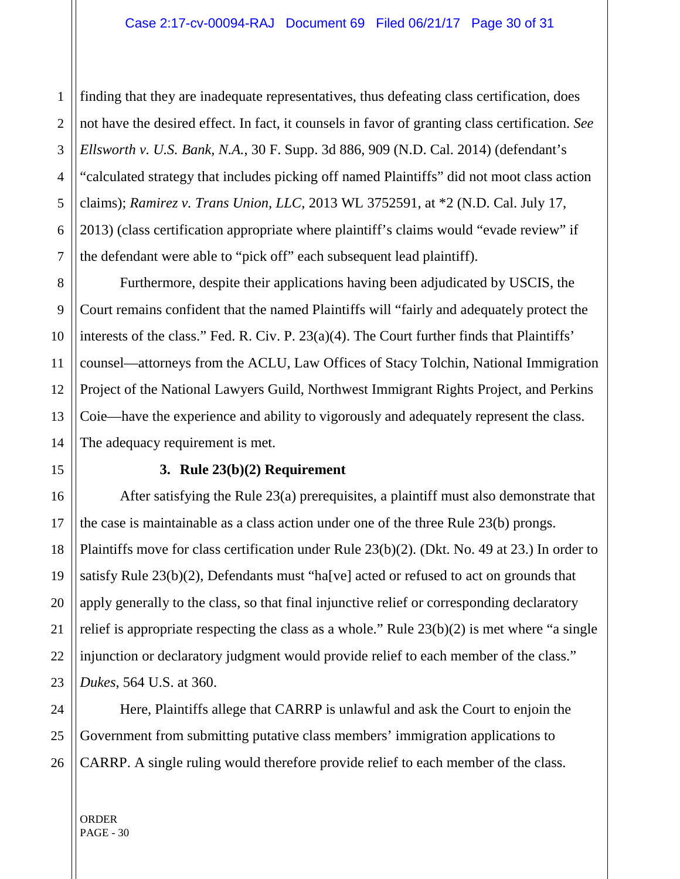finding that they are inadequate representatives, thus defeating class certification, does not have the desired effect. In fact, it counsels in favor of granting class certification. *See Ellsworth v. U.S. Bank, N.A.*, 30 F. Supp. 3d 886, 909 (N.D. Cal. 2014) (defendant's "calculated strategy that includes picking off named Plaintiffs" did not moot class action claims); *Ramirez v. Trans Union, LLC*, 2013 WL 3752591, at *2 (N.D. Cal. July 17, 2013) (class certification appropriate where plaintiff's claims would "evade review" if the defendant were able to "pick off" each subsequent lead plaintiff).

Furthermore, despite their applications having been adjudicated by USCIS, the Court remains confident that the named Plaintiffs will "fairly and adequately protect the interests of the class." Fed. R. Civ. P. 23(a)(4). The Court further finds that Plaintiffs' counsel—attorneys from the ACLU, Law Offices of Stacy Tolchin, National Immigration Project of the National Lawyers Guild, Northwest Immigrant Rights Project, and Perkins Coie—have the experience and ability to vigorously and adequately represent the class. The adequacy requirement is met.

**3. Rule 23(b)(2) Requirement**

After satisfying the Rule 23(a) prerequisites, a plaintiff must also demonstrate that the case is maintainable as a class action under one of the three Rule 23(b) prongs. Plaintiffs move for class certification under Rule 23(b)(2). (Dkt. No. 49 at 23.) In order to satisfy Rule 23(b)(2), Defendants must "ha[ve] acted or refused to act on grounds that apply generally to the class, so that final injunctive relief or corresponding declaratory relief is appropriate respecting the class as a whole." Rule 23(b)(2) is met where "a single injunction or declaratory judgment would provide relief to each member of the class." *Dukes*, 564 U.S. at 360.

Here, Plaintiffs allege that CARRP is unlawful and ask the Court to enjoin the Government from submitting putative class members' immigration applications to CARRP. A single ruling would therefore provide relief to each member of the class.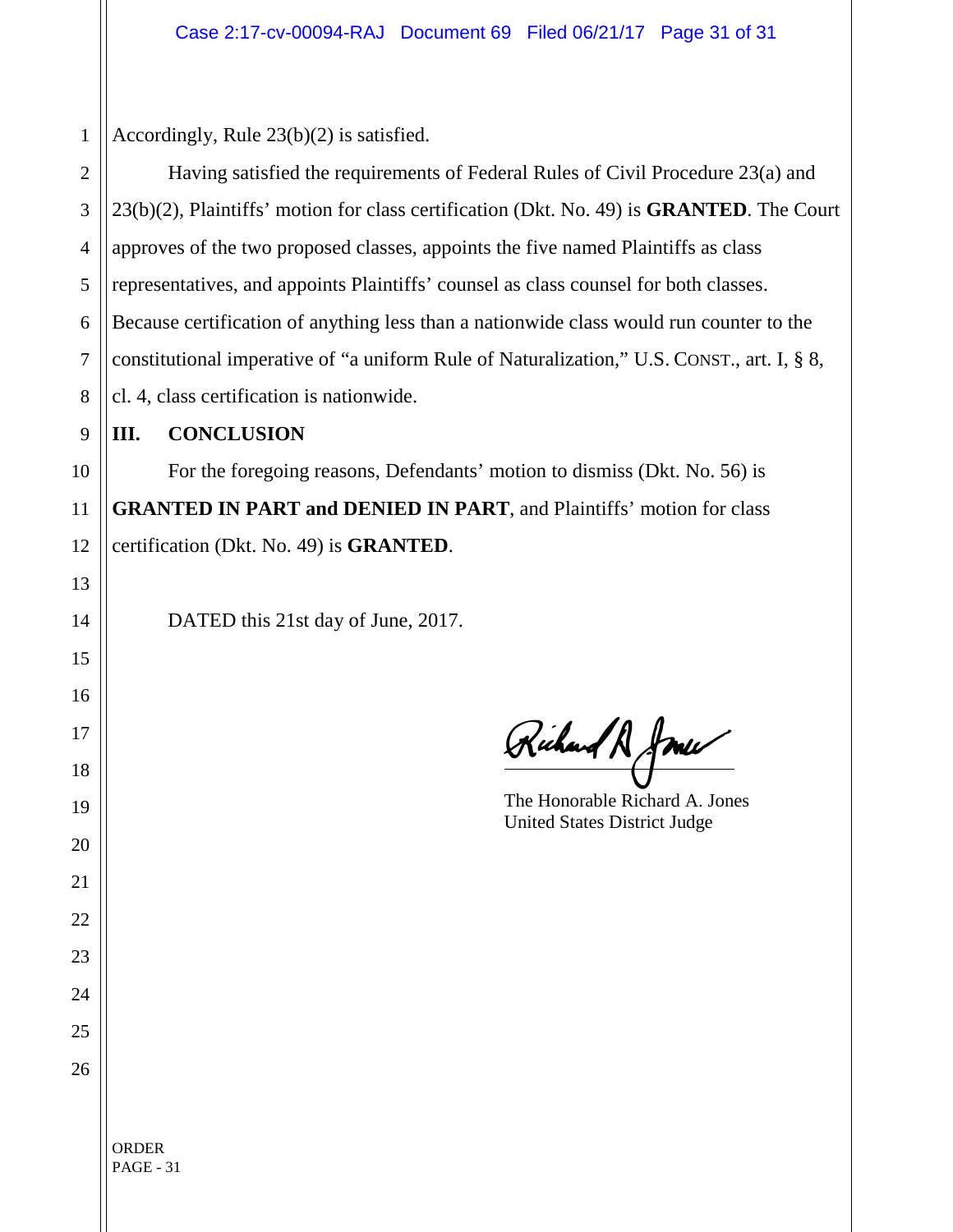Accordingly, Rule 23(b)(2) is satisfied.

Having satisfied the requirements of Federal Rules of Civil Procedure 23(a) and 23(b)(2), Plaintiffs' motion for class certification (Dkt. No. 49) is **GRANTED**. The Court approves of the two proposed classes, appoints the five named Plaintiffs as class representatives, and appoints Plaintiffs' counsel as class counsel for both classes. Because certification of anything less than a nationwide class would run counter to the constitutional imperative of "a uniform Rule of Naturalization," U.S. CONST., art. I, § 8, cl. 4, class certification is nationwide.

## III. CONCLUSION

For the foregoing reasons, Defendants' motion to dismiss (Dkt. No. 56) is **GRANTED IN PART and DENIED IN PART**, and Plaintiffs' motion for class certification (Dkt. No. 49) is **GRANTED**.

DATED this 21st day of June, 2017.

The Honorable Richard A. Jones
United States District Judge

ORDER